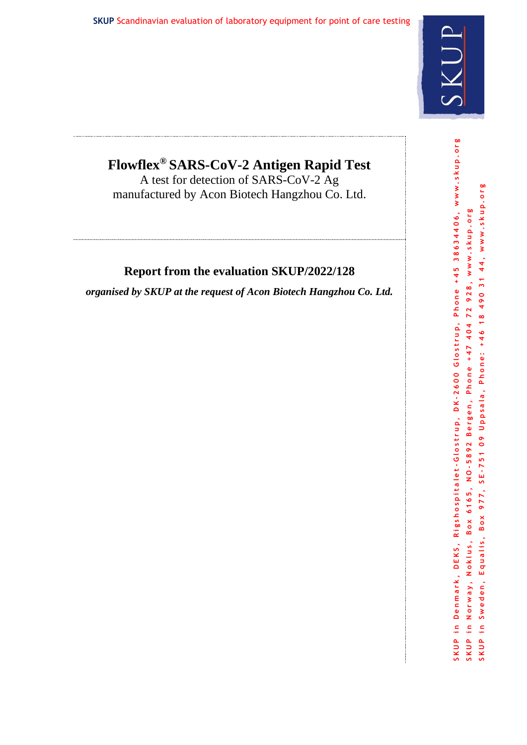# Flowflex® SARS-CoV-2 Antigen Rapid Test

A test for detection of SARS-CoV-2 Ag
manufactured by Acon Biotech Hangzhou Co. Ltd.

## Report from the evaluation SKUP/2022/128

***organised by SKUP at the request of Acon Biotech Hangzhou Co. Ltd.***

SKUP in Denmark, DEKS, Rigshospitalet-Glostrup, DK-2600 Glostrup, Phone +45 38634406, www.skup.org

SKUP in Norway, Noklus, Box 6165, NO-5892 Bergen, Phone +47 404 72 928, www.skup.org

SKUP in Sweden, Equalis, Box 977, SE-751 09 Uppsala, Phone: +46 18 490 31 44, www.skup.org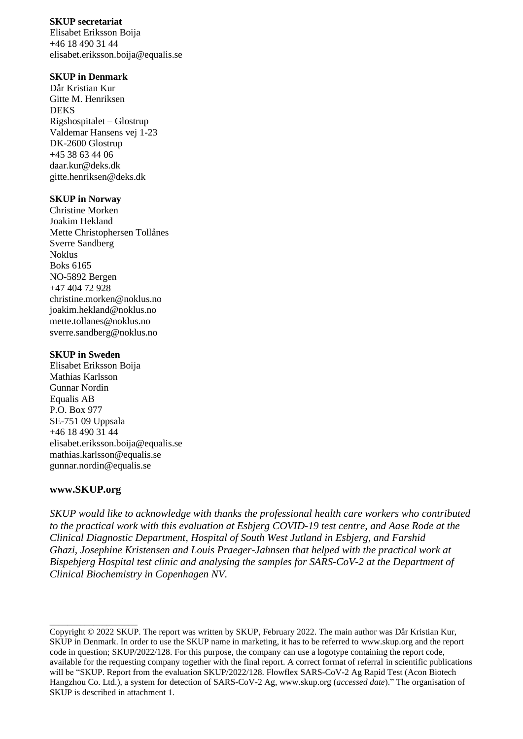**SKUP secretariat**
Elisabet Eriksson Boija
+46 18 490 31 44
elisabet.eriksson.boija@equalis.se

**SKUP in Denmark**
Dår Kristian Kur
Gitte M. Henriksen
DEKS
Rigshospitalet – Glostrup
Valdemar Hansens vej 1-23
DK-2600 Glostrup
+45 38 63 44 06
daar.kur@deks.dk
gitte.henriksen@deks.dk

**SKUP in Norway**
Christine Morken
Joakim Hekland
Mette Christophersen Tollånes
Sverre Sandberg
Noklus
Boks 6165
NO-5892 Bergen
+47 404 72 928
christine.morken@noklus.no
joakim.hekland@noklus.no
mette.tollanes@noklus.no
sverre.sandberg@noklus.no

**SKUP in Sweden**
Elisabet Eriksson Boija
Mathias Karlsson
Gunnar Nordin
Equalis AB
P.O. Box 977
SE-751 09 Uppsala
+46 18 490 31 44
elisabet.eriksson.boija@equalis.se
mathias.karlsson@equalis.se
gunnar.nordin@equalis.se

**www.SKUP.org**

*SKUP would like to acknowledge with thanks the professional health care workers who contributed to the practical work with this evaluation at Esbjerg COVID-19 test centre, and Aase Rode at the Clinical Diagnostic Department, Hospital of South West Jutland in Esbjerg, and Farshid Ghazi, Josephine Kristensen and Louis Praeger-Jahnsen that helped with the practical work at Bispebjerg Hospital test clinic and analysing the samples for SARS-CoV-2 at the Department of Clinical Biochemistry in Copenhagen NV.*

---

Copyright © 2022 SKUP. The report was written by SKUP, February 2022. The main author was Dår Kristian Kur, SKUP in Denmark. In order to use the SKUP name in marketing, it has to be referred to www.skup.org and the report code in question; SKUP/2022/128. For this purpose, the company can use a logotype containing the report code, available for the requesting company together with the final report. A correct format of referral in scientific publications will be "SKUP. Report from the evaluation SKUP/2022/128. Flowflex SARS-CoV-2 Ag Rapid Test (Acon Biotech Hangzhou Co. Ltd.), a system for detection of SARS-CoV-2 Ag, www.skup.org (*accessed date*)." The organisation of SKUP is described in attachment 1.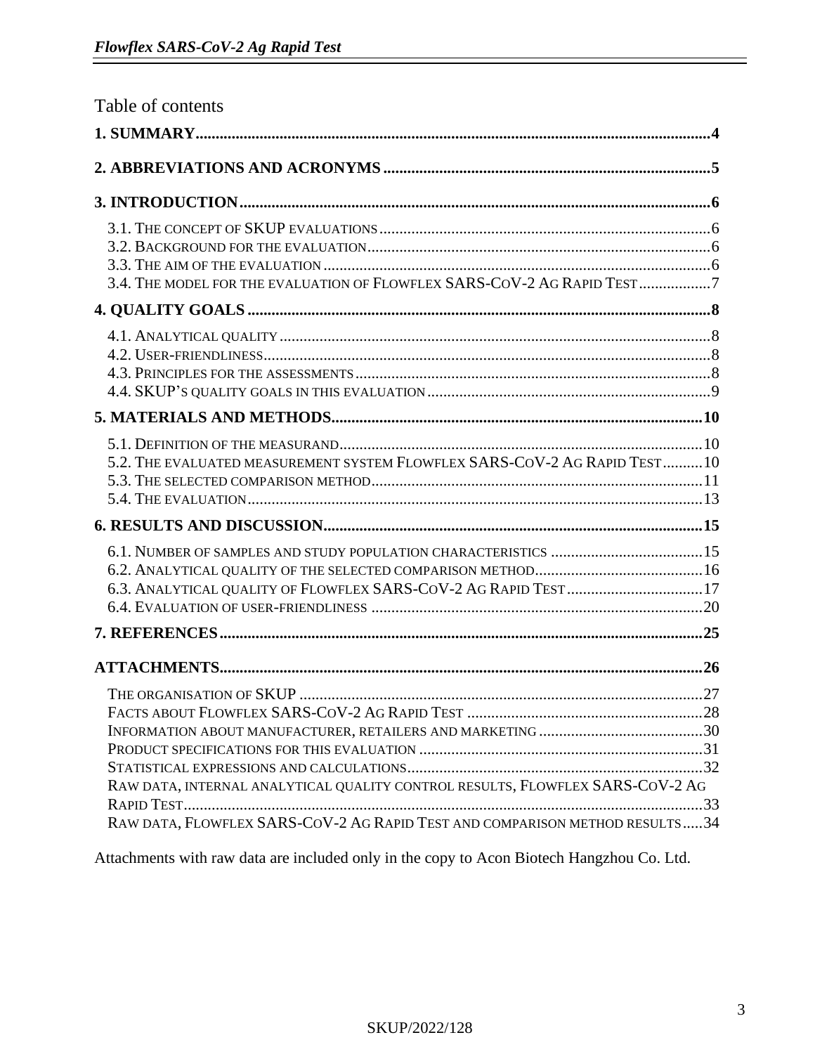Table of contents

**1. SUMMARY** ..... **4**

**2. ABBREVIATIONS AND ACRONYMS** ..... **5**

**3. INTRODUCTION** ..... **6**

- 3.1. THE CONCEPT OF SKUP EVALUATIONS ..... 6
- 3.2. BACKGROUND FOR THE EVALUATION ..... 6
- 3.3. THE AIM OF THE EVALUATION ..... 6
- 3.4. THE MODEL FOR THE EVALUATION OF FLOWFLEX SARS-COV-2 AG RAPID TEST ..... 7

**4. QUALITY GOALS** ..... **8**

- 4.1. ANALYTICAL QUALITY ..... 8
- 4.2. USER-FRIENDLINESS ..... 8
- 4.3. PRINCIPLES FOR THE ASSESSMENTS ..... 8
- 4.4. SKUP'S QUALITY GOALS IN THIS EVALUATION ..... 9

**5. MATERIALS AND METHODS** ..... **10**

- 5.1. DEFINITION OF THE MEASURAND ..... 10
- 5.2. THE EVALUATED MEASUREMENT SYSTEM FLOWFLEX SARS-COV-2 AG RAPID TEST ..... 10
- 5.3. THE SELECTED COMPARISON METHOD ..... 11
- 5.4. THE EVALUATION ..... 13

**6. RESULTS AND DISCUSSION** ..... **15**

- 6.1. NUMBER OF SAMPLES AND STUDY POPULATION CHARACTERISTICS ..... 15
- 6.2. ANALYTICAL QUALITY OF THE SELECTED COMPARISON METHOD ..... 16
- 6.3. ANALYTICAL QUALITY OF FLOWFLEX SARS-COV-2 AG RAPID TEST ..... 17
- 6.4. EVALUATION OF USER-FRIENDLINESS ..... 20

**7. REFERENCES** ..... **25**

**ATTACHMENTS** ..... **26**

- THE ORGANISATION OF SKUP ..... 27
- FACTS ABOUT FLOWFLEX SARS-COV-2 AG RAPID TEST ..... 28
- INFORMATION ABOUT MANUFACTURER, RETAILERS AND MARKETING ..... 30
- PRODUCT SPECIFICATIONS FOR THIS EVALUATION ..... 31
- STATISTICAL EXPRESSIONS AND CALCULATIONS ..... 32
- RAW DATA, INTERNAL ANALYTICAL QUALITY CONTROL RESULTS, FLOWFLEX SARS-COV-2 AG RAPID TEST ..... 33
- RAW DATA, FLOWFLEX SARS-COV-2 AG RAPID TEST AND COMPARISON METHOD RESULTS ..... 34

Attachments with raw data are included only in the copy to Acon Biotech Hangzhou Co. Ltd.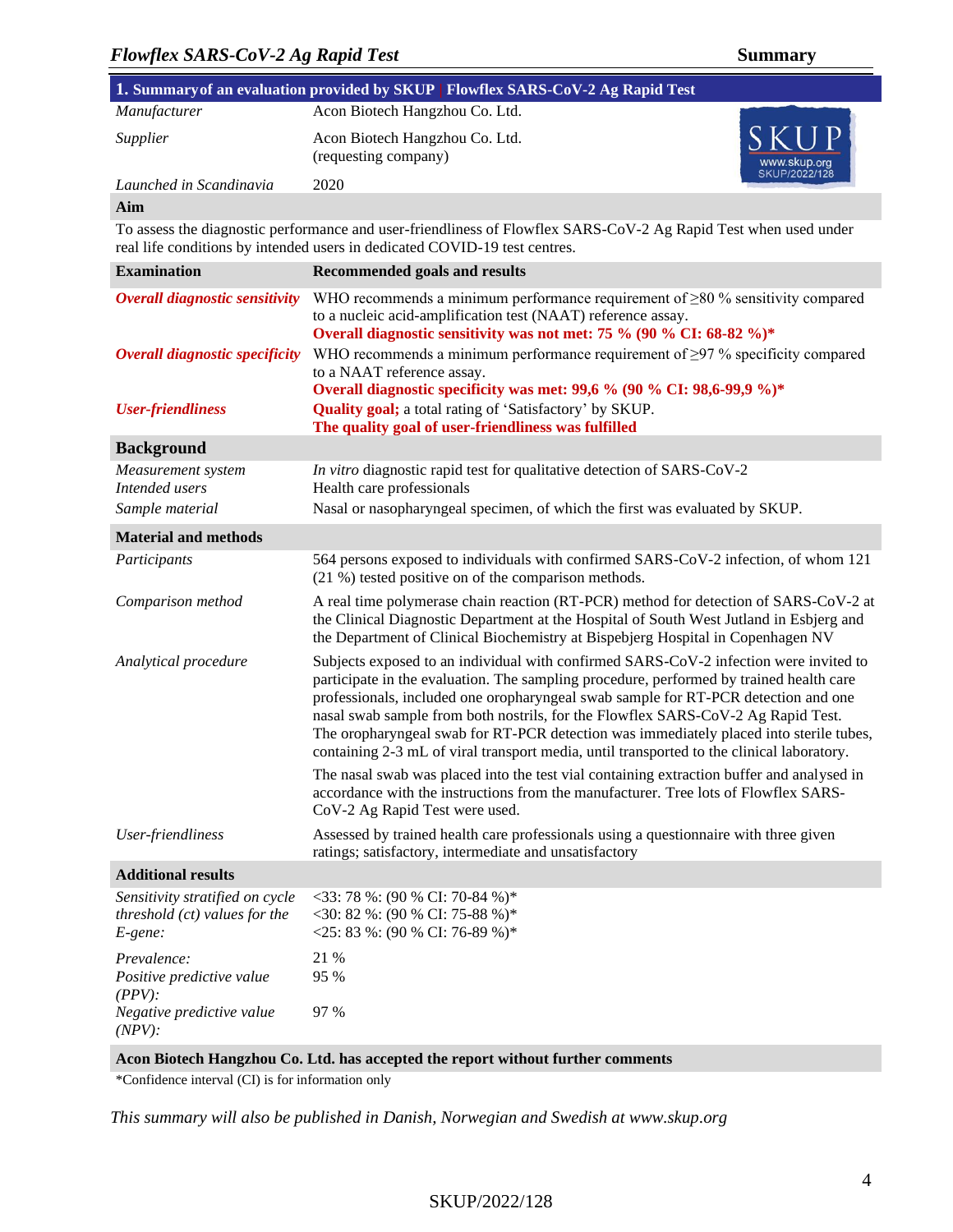## 1. Summary of an evaluation provided by SKUP | Flowflex SARS-CoV-2 Ag Rapid Test

| | |
|---|---|
| *Manufacturer* | Acon Biotech Hangzhou Co. Ltd. |
| *Supplier* | Acon Biotech Hangzhou Co. Ltd. (requesting company) |
| *Launched in Scandinavia* | 2020 |

SKUP www.skup.org SKUP/2022/128

**Aim**

To assess the diagnostic performance and user-friendliness of Flowflex SARS-CoV-2 Ag Rapid Test when used under real life conditions by intended users in dedicated COVID-19 test centres.

| **Examination** | **Recommended goals and results** |
|---|---|
| ***Overall diagnostic sensitivity*** | WHO recommends a minimum performance requirement of ≥80 % sensitivity compared to a nucleic acid-amplification test (NAAT) reference assay. **Overall diagnostic sensitivity was not met: 75 % (90 % CI: 68-82 %)*** |
| ***Overall diagnostic specificity*** | WHO recommends a minimum performance requirement of ≥97 % specificity compared to a NAAT reference assay. **Overall diagnostic specificity was met: 99,6 % (90 % CI: 98,6-99,9 %)*** |
| ***User-friendliness*** | **Quality goal;** a total rating of 'Satisfactory' by SKUP. **The quality goal of user-friendliness was fulfilled** |

**Background**

| | |
|---|---|
| *Measurement system* | *In vitro* diagnostic rapid test for qualitative detection of SARS-CoV-2 |
| *Intended users* | Health care professionals |
| *Sample material* | Nasal or nasopharyngeal specimen, of which the first was evaluated by SKUP. |

**Material and methods**

| | |
|---|---|
| *Participants* | 564 persons exposed to individuals with confirmed SARS-CoV-2 infection, of whom 121 (21 %) tested positive on of the comparison methods. |
| *Comparison method* | A real time polymerase chain reaction (RT-PCR) method for detection of SARS-CoV-2 at the Clinical Diagnostic Department at the Hospital of South West Jutland in Esbjerg and the Department of Clinical Biochemistry at Bispebjerg Hospital in Copenhagen NV |
| *Analytical procedure* | Subjects exposed to an individual with confirmed SARS-CoV-2 infection were invited to participate in the evaluation. The sampling procedure, performed by trained health care professionals, included one oropharyngeal swab sample for RT-PCR detection and one nasal swab sample from both nostrils, for the Flowflex SARS-CoV-2 Ag Rapid Test. The oropharyngeal swab for RT-PCR detection was immediately placed into sterile tubes, containing 2-3 mL of viral transport media, until transported to the clinical laboratory. The nasal swab was placed into the test vial containing extraction buffer and analysed in accordance with the instructions from the manufacturer. Tree lots of Flowflex SARS-CoV-2 Ag Rapid Test were used. |
| *User-friendliness* | Assessed by trained health care professionals using a questionnaire with three given ratings; satisfactory, intermediate and unsatisfactory |

**Additional results**

| | |
|---|---|
| *Sensitivity stratified on cycle threshold (ct) values for the E-gene:* | <33: 78 %: (90 % CI: 70-84 %)* <br> <30: 82 %: (90 % CI: 75-88 %)* <br> <25: 83 %: (90 % CI: 76-89 %)* |
| *Prevalence:* | 21 % |
| *Positive predictive value (PPV):* | 95 % |
| *Negative predictive value (NPV):* | 97 % |

**Acon Biotech Hangzhou Co. Ltd. has accepted the report without further comments**

*Confidence interval (CI) is for information only

*This summary will also be published in Danish, Norwegian and Swedish at www.skup.org*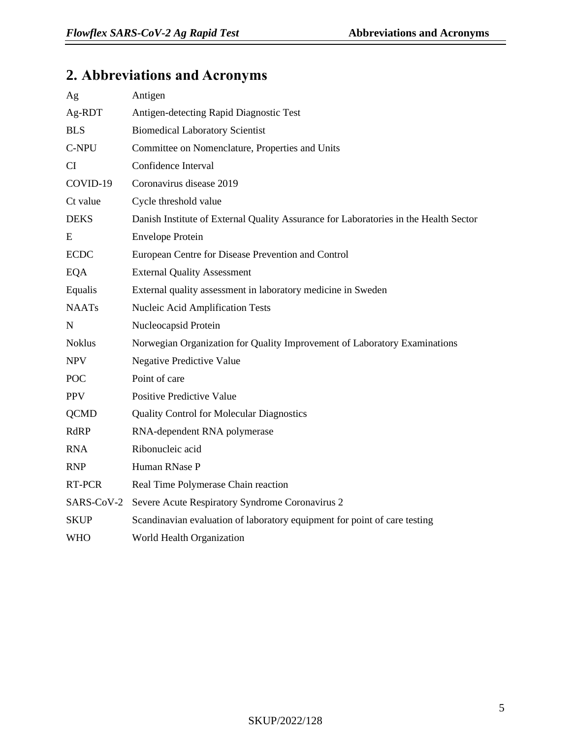## 2. Abbreviations and Acronyms

| | |
|---|---|
| Ag | Antigen |
| Ag-RDT | Antigen-detecting Rapid Diagnostic Test |
| BLS | Biomedical Laboratory Scientist |
| C-NPU | Committee on Nomenclature, Properties and Units |
| CI | Confidence Interval |
| COVID-19 | Coronavirus disease 2019 |
| Ct value | Cycle threshold value |
| DEKS | Danish Institute of External Quality Assurance for Laboratories in the Health Sector |
| E | Envelope Protein |
| ECDC | European Centre for Disease Prevention and Control |
| EQA | External Quality Assessment |
| Equalis | External quality assessment in laboratory medicine in Sweden |
| NAATs | Nucleic Acid Amplification Tests |
| N | Nucleocapsid Protein |
| Noklus | Norwegian Organization for Quality Improvement of Laboratory Examinations |
| NPV | Negative Predictive Value |
| POC | Point of care |
| PPV | Positive Predictive Value |
| QCMD | Quality Control for Molecular Diagnostics |
| RdRP | RNA-dependent RNA polymerase |
| RNA | Ribonucleic acid |
| RNP | Human RNase P |
| RT-PCR | Real Time Polymerase Chain reaction |
| SARS-CoV-2 | Severe Acute Respiratory Syndrome Coronavirus 2 |
| SKUP | Scandinavian evaluation of laboratory equipment for point of care testing |
| WHO | World Health Organization |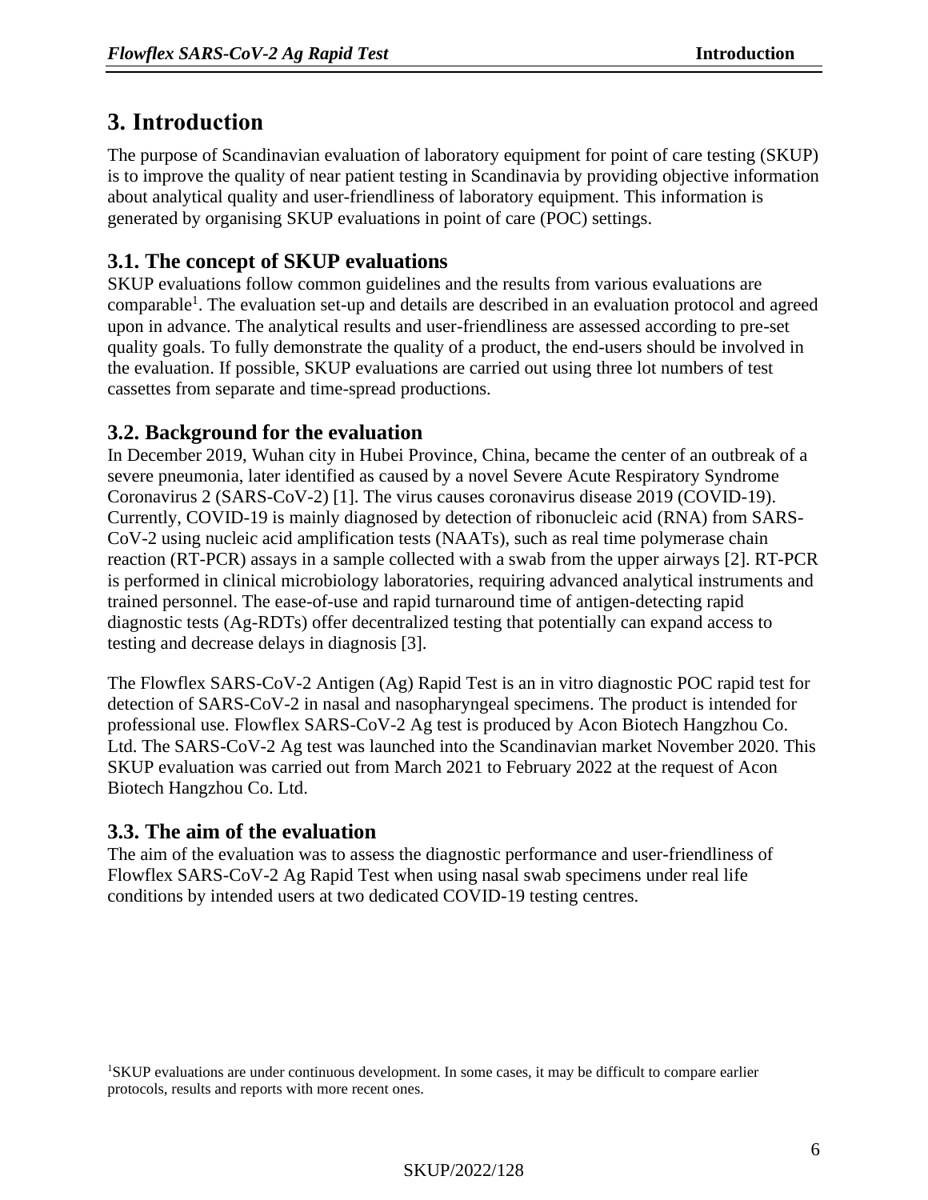# 3. Introduction

The purpose of Scandinavian evaluation of laboratory equipment for point of care testing (SKUP) is to improve the quality of near patient testing in Scandinavia by providing objective information about analytical quality and user-friendliness of laboratory equipment. This information is generated by organising SKUP evaluations in point of care (POC) settings.

## 3.1. The concept of SKUP evaluations

SKUP evaluations follow common guidelines and the results from various evaluations are comparable[1]. The evaluation set-up and details are described in an evaluation protocol and agreed upon in advance. The analytical results and user-friendliness are assessed according to pre-set quality goals. To fully demonstrate the quality of a product, the end-users should be involved in the evaluation. If possible, SKUP evaluations are carried out using three lot numbers of test cassettes from separate and time-spread productions.

## 3.2. Background for the evaluation

In December 2019, Wuhan city in Hubei Province, China, became the center of an outbreak of a severe pneumonia, later identified as caused by a novel Severe Acute Respiratory Syndrome Coronavirus 2 (SARS-CoV-2) [1]. The virus causes coronavirus disease 2019 (COVID-19). Currently, COVID-19 is mainly diagnosed by detection of ribonucleic acid (RNA) from SARS-CoV-2 using nucleic acid amplification tests (NAATs), such as real time polymerase chain reaction (RT-PCR) assays in a sample collected with a swab from the upper airways [2]. RT-PCR is performed in clinical microbiology laboratories, requiring advanced analytical instruments and trained personnel. The ease-of-use and rapid turnaround time of antigen-detecting rapid diagnostic tests (Ag-RDTs) offer decentralized testing that potentially can expand access to testing and decrease delays in diagnosis [3].

The Flowflex SARS-CoV-2 Antigen (Ag) Rapid Test is an in vitro diagnostic POC rapid test for detection of SARS-CoV-2 in nasal and nasopharyngeal specimens. The product is intended for professional use. Flowflex SARS-CoV-2 Ag test is produced by Acon Biotech Hangzhou Co. Ltd. The SARS-CoV-2 Ag test was launched into the Scandinavian market November 2020. This SKUP evaluation was carried out from March 2021 to February 2022 at the request of Acon Biotech Hangzhou Co. Ltd.

## 3.3. The aim of the evaluation

The aim of the evaluation was to assess the diagnostic performance and user-friendliness of Flowflex SARS-CoV-2 Ag Rapid Test when using nasal swab specimens under real life conditions by intended users at two dedicated COVID-19 testing centres.

[1]SKUP evaluations are under continuous development. In some cases, it may be difficult to compare earlier protocols, results and reports with more recent ones.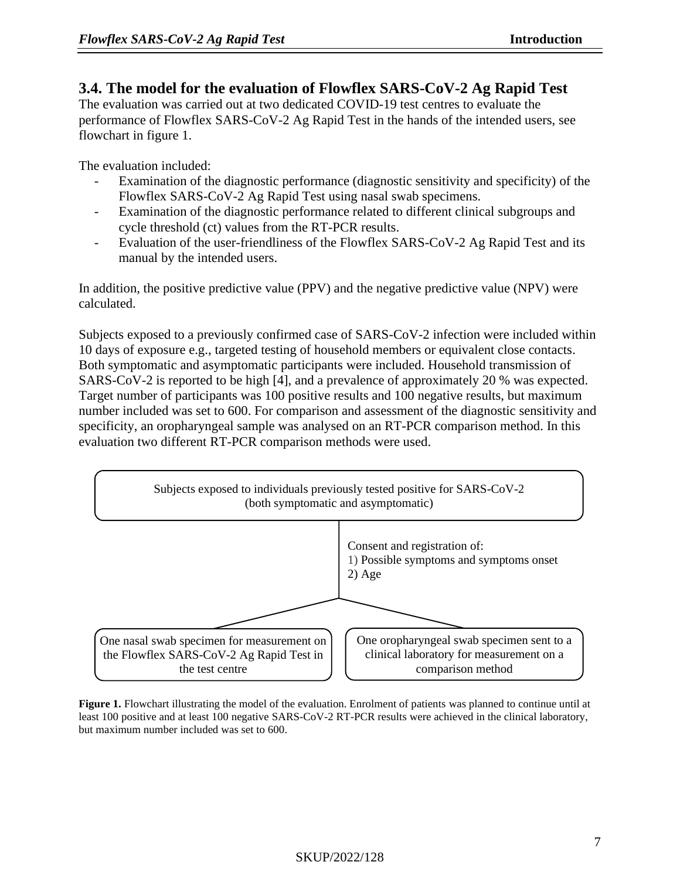## 3.4. The model for the evaluation of Flowflex SARS-CoV-2 Ag Rapid Test

The evaluation was carried out at two dedicated COVID-19 test centres to evaluate the performance of Flowflex SARS-CoV-2 Ag Rapid Test in the hands of the intended users, see flowchart in figure 1.

The evaluation included:

- Examination of the diagnostic performance (diagnostic sensitivity and specificity) of the Flowflex SARS-CoV-2 Ag Rapid Test using nasal swab specimens.
- Examination of the diagnostic performance related to different clinical subgroups and cycle threshold (ct) values from the RT-PCR results.
- Evaluation of the user-friendliness of the Flowflex SARS-CoV-2 Ag Rapid Test and its manual by the intended users.

In addition, the positive predictive value (PPV) and the negative predictive value (NPV) were calculated.

Subjects exposed to a previously confirmed case of SARS-CoV-2 infection were included within 10 days of exposure e.g., targeted testing of household members or equivalent close contacts. Both symptomatic and asymptomatic participants were included. Household transmission of SARS-CoV-2 is reported to be high [4], and a prevalence of approximately 20 % was expected. Target number of participants was 100 positive results and 100 negative results, but maximum number included was set to 600. For comparison and assessment of the diagnostic sensitivity and specificity, an oropharyngeal sample was analysed on an RT-PCR comparison method. In this evaluation two different RT-PCR comparison methods were used.

Subjects exposed to individuals previously tested positive for SARS-CoV-2 (both symptomatic and asymptomatic)

Consent and registration of:
1) Possible symptoms and symptoms onset
2) Age

One nasal swab specimen for measurement on the Flowflex SARS-CoV-2 Ag Rapid Test in the test centre

One oropharyngeal swab specimen sent to a clinical laboratory for measurement on a comparison method

**Figure 1.** Flowchart illustrating the model of the evaluation. Enrolment of patients was planned to continue until at least 100 positive and at least 100 negative SARS-CoV-2 RT-PCR results were achieved in the clinical laboratory, but maximum number included was set to 600.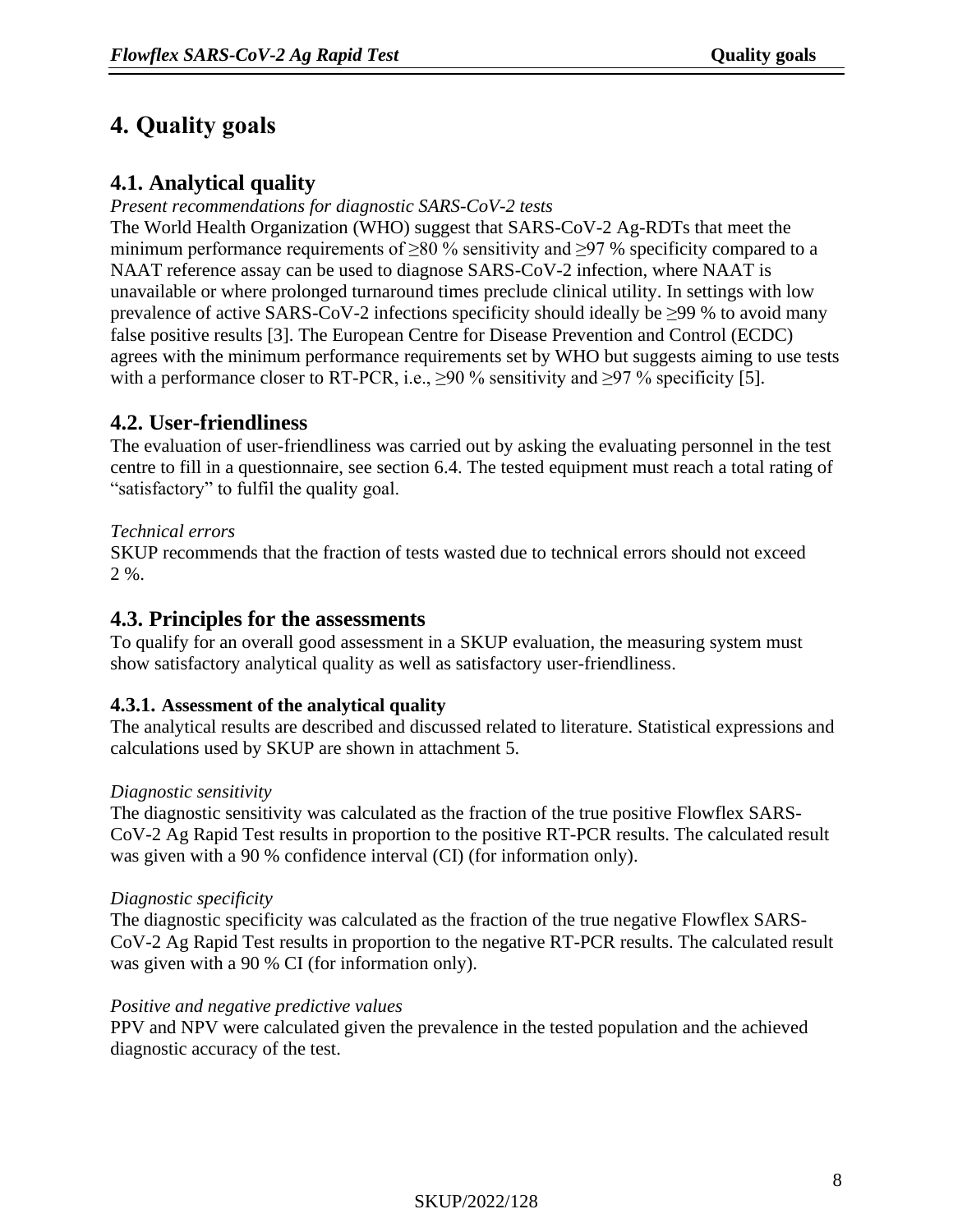# 4. Quality goals

## 4.1. Analytical quality

*Present recommendations for diagnostic SARS-CoV-2 tests*

The World Health Organization (WHO) suggest that SARS-CoV-2 Ag-RDTs that meet the minimum performance requirements of ≥80 % sensitivity and ≥97 % specificity compared to a NAAT reference assay can be used to diagnose SARS-CoV-2 infection, where NAAT is unavailable or where prolonged turnaround times preclude clinical utility. In settings with low prevalence of active SARS-CoV-2 infections specificity should ideally be ≥99 % to avoid many false positive results [3]. The European Centre for Disease Prevention and Control (ECDC) agrees with the minimum performance requirements set by WHO but suggests aiming to use tests with a performance closer to RT-PCR, i.e., ≥90 % sensitivity and ≥97 % specificity [5].

## 4.2. User-friendliness

The evaluation of user-friendliness was carried out by asking the evaluating personnel in the test centre to fill in a questionnaire, see section 6.4. The tested equipment must reach a total rating of "satisfactory" to fulfil the quality goal.

*Technical errors*

SKUP recommends that the fraction of tests wasted due to technical errors should not exceed 2 %.

## 4.3. Principles for the assessments

To qualify for an overall good assessment in a SKUP evaluation, the measuring system must show satisfactory analytical quality as well as satisfactory user-friendliness.

### 4.3.1. Assessment of the analytical quality

The analytical results are described and discussed related to literature. Statistical expressions and calculations used by SKUP are shown in attachment 5.

*Diagnostic sensitivity*

The diagnostic sensitivity was calculated as the fraction of the true positive Flowflex SARS-CoV-2 Ag Rapid Test results in proportion to the positive RT-PCR results. The calculated result was given with a 90 % confidence interval (CI) (for information only).

*Diagnostic specificity*

The diagnostic specificity was calculated as the fraction of the true negative Flowflex SARS-CoV-2 Ag Rapid Test results in proportion to the negative RT-PCR results. The calculated result was given with a 90 % CI (for information only).

*Positive and negative predictive values*

PPV and NPV were calculated given the prevalence in the tested population and the achieved diagnostic accuracy of the test.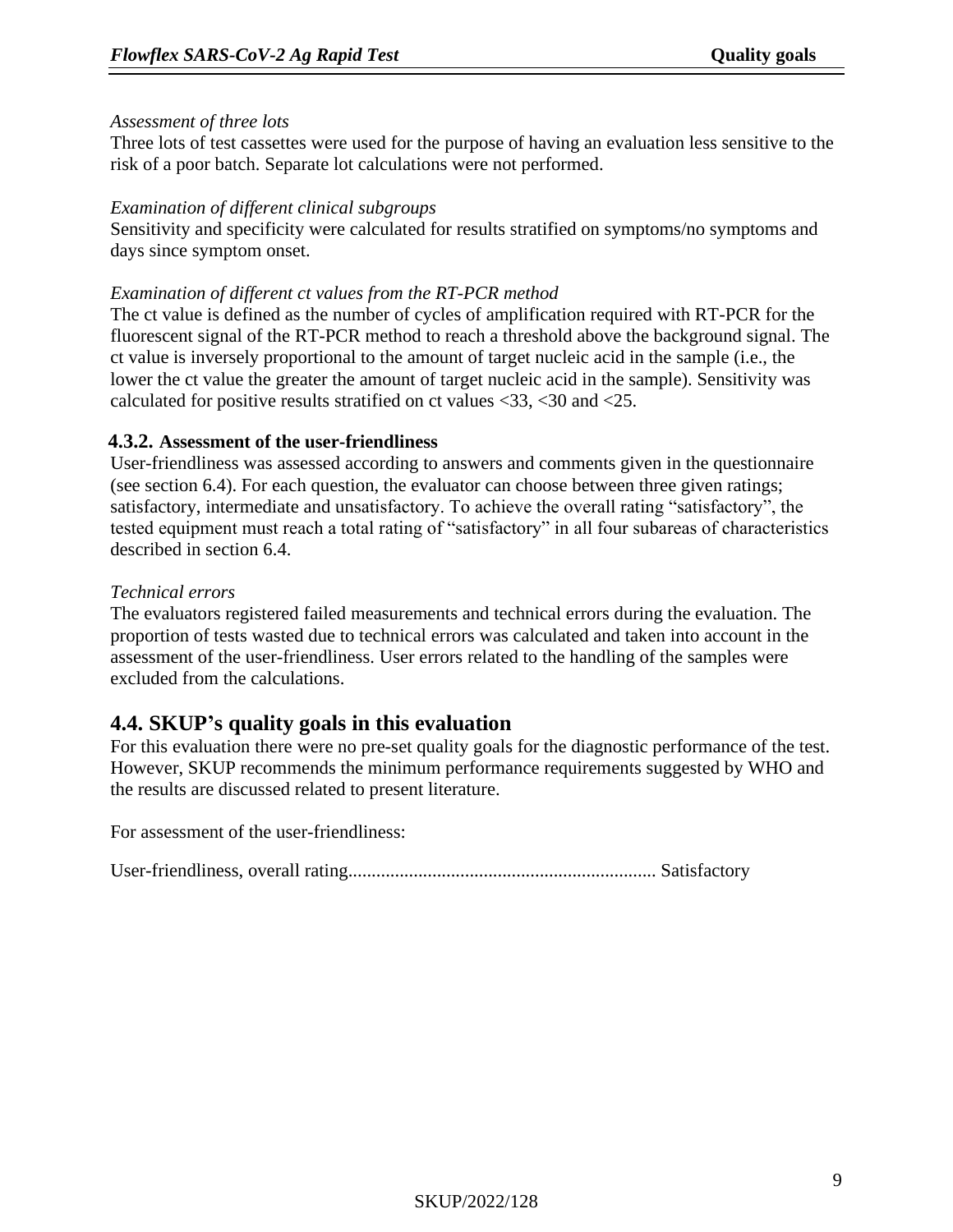*Assessment of three lots*

Three lots of test cassettes were used for the purpose of having an evaluation less sensitive to the risk of a poor batch. Separate lot calculations were not performed.

*Examination of different clinical subgroups*

Sensitivity and specificity were calculated for results stratified on symptoms/no symptoms and days since symptom onset.

*Examination of different ct values from the RT-PCR method*

The ct value is defined as the number of cycles of amplification required with RT-PCR for the fluorescent signal of the RT-PCR method to reach a threshold above the background signal. The ct value is inversely proportional to the amount of target nucleic acid in the sample (i.e., the lower the ct value the greater the amount of target nucleic acid in the sample). Sensitivity was calculated for positive results stratified on ct values <33, <30 and <25.

### 4.3.2. Assessment of the user-friendliness

User-friendliness was assessed according to answers and comments given in the questionnaire (see section 6.4). For each question, the evaluator can choose between three given ratings; satisfactory, intermediate and unsatisfactory. To achieve the overall rating "satisfactory", the tested equipment must reach a total rating of "satisfactory" in all four subareas of characteristics described in section 6.4.

*Technical errors*

The evaluators registered failed measurements and technical errors during the evaluation. The proportion of tests wasted due to technical errors was calculated and taken into account in the assessment of the user-friendliness. User errors related to the handling of the samples were excluded from the calculations.

## 4.4. SKUP's quality goals in this evaluation

For this evaluation there were no pre-set quality goals for the diagnostic performance of the test. However, SKUP recommends the minimum performance requirements suggested by WHO and the results are discussed related to present literature.

For assessment of the user-friendliness:

User-friendliness, overall rating.................................................................. Satisfactory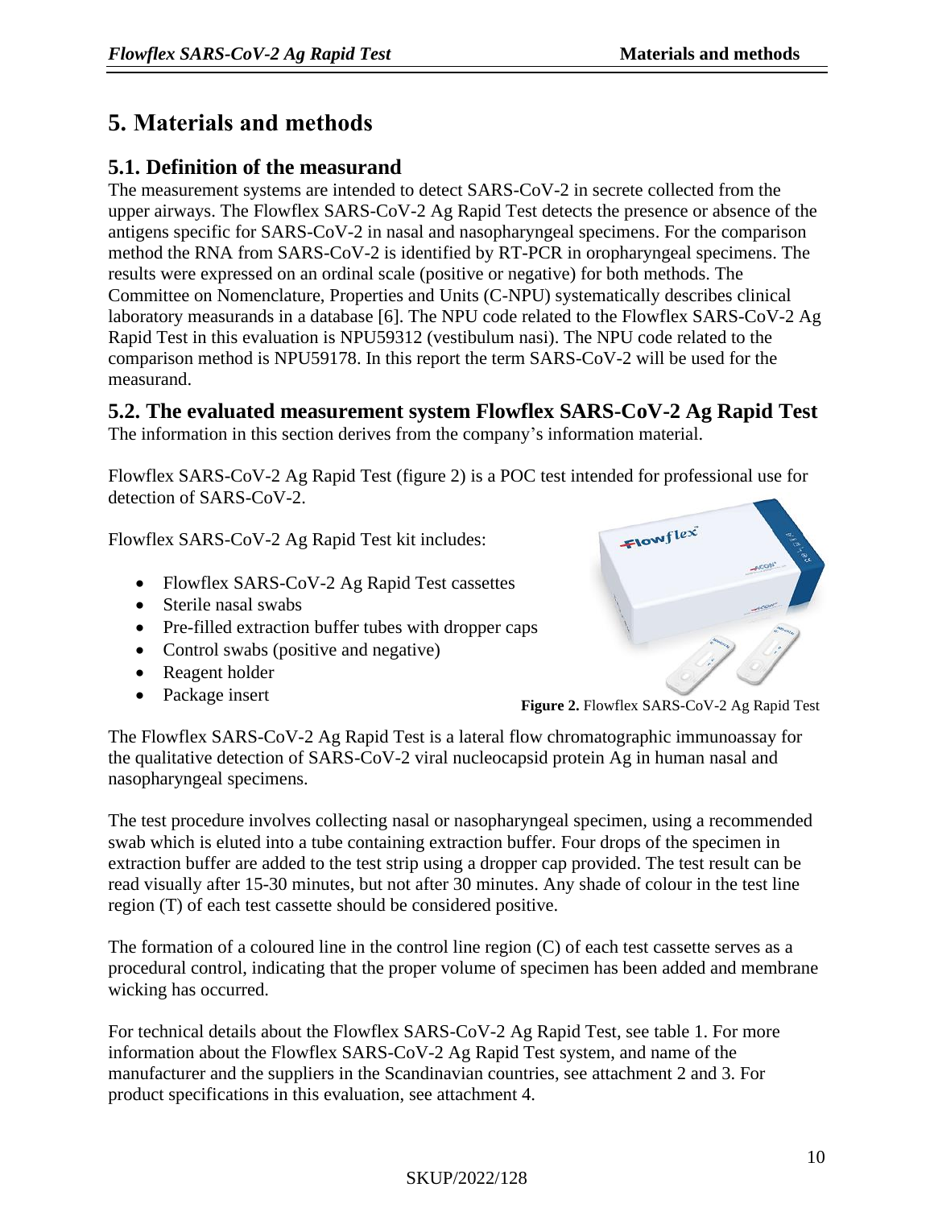# 5. Materials and methods

## 5.1. Definition of the measurand

The measurement systems are intended to detect SARS-CoV-2 in secrete collected from the upper airways. The Flowflex SARS-CoV-2 Ag Rapid Test detects the presence or absence of the antigens specific for SARS-CoV-2 in nasal and nasopharyngeal specimens. For the comparison method the RNA from SARS-CoV-2 is identified by RT-PCR in oropharyngeal specimens. The results were expressed on an ordinal scale (positive or negative) for both methods. The Committee on Nomenclature, Properties and Units (C-NPU) systematically describes clinical laboratory measurands in a database [6]. The NPU code related to the Flowflex SARS-CoV-2 Ag Rapid Test in this evaluation is NPU59312 (vestibulum nasi). The NPU code related to the comparison method is NPU59178. In this report the term SARS-CoV-2 will be used for the measurand.

## 5.2. The evaluated measurement system Flowflex SARS-CoV-2 Ag Rapid Test

The information in this section derives from the company's information material.

Flowflex SARS-CoV-2 Ag Rapid Test (figure 2) is a POC test intended for professional use for detection of SARS-CoV-2.

Flowflex SARS-CoV-2 Ag Rapid Test kit includes:

- Flowflex SARS-CoV-2 Ag Rapid Test cassettes
- Sterile nasal swabs
- Pre-filled extraction buffer tubes with dropper caps
- Control swabs (positive and negative)
- Reagent holder
- Package insert

**Figure 2.** Flowflex SARS-CoV-2 Ag Rapid Test

The Flowflex SARS-CoV-2 Ag Rapid Test is a lateral flow chromatographic immunoassay for the qualitative detection of SARS-CoV-2 viral nucleocapsid protein Ag in human nasal and nasopharyngeal specimens.

The test procedure involves collecting nasal or nasopharyngeal specimen, using a recommended swab which is eluted into a tube containing extraction buffer. Four drops of the specimen in extraction buffer are added to the test strip using a dropper cap provided. The test result can be read visually after 15-30 minutes, but not after 30 minutes. Any shade of colour in the test line region (T) of each test cassette should be considered positive.

The formation of a coloured line in the control line region (C) of each test cassette serves as a procedural control, indicating that the proper volume of specimen has been added and membrane wicking has occurred.

For technical details about the Flowflex SARS-CoV-2 Ag Rapid Test, see table 1. For more information about the Flowflex SARS-CoV-2 Ag Rapid Test system, and name of the manufacturer and the suppliers in the Scandinavian countries, see attachment 2 and 3. For product specifications in this evaluation, see attachment 4.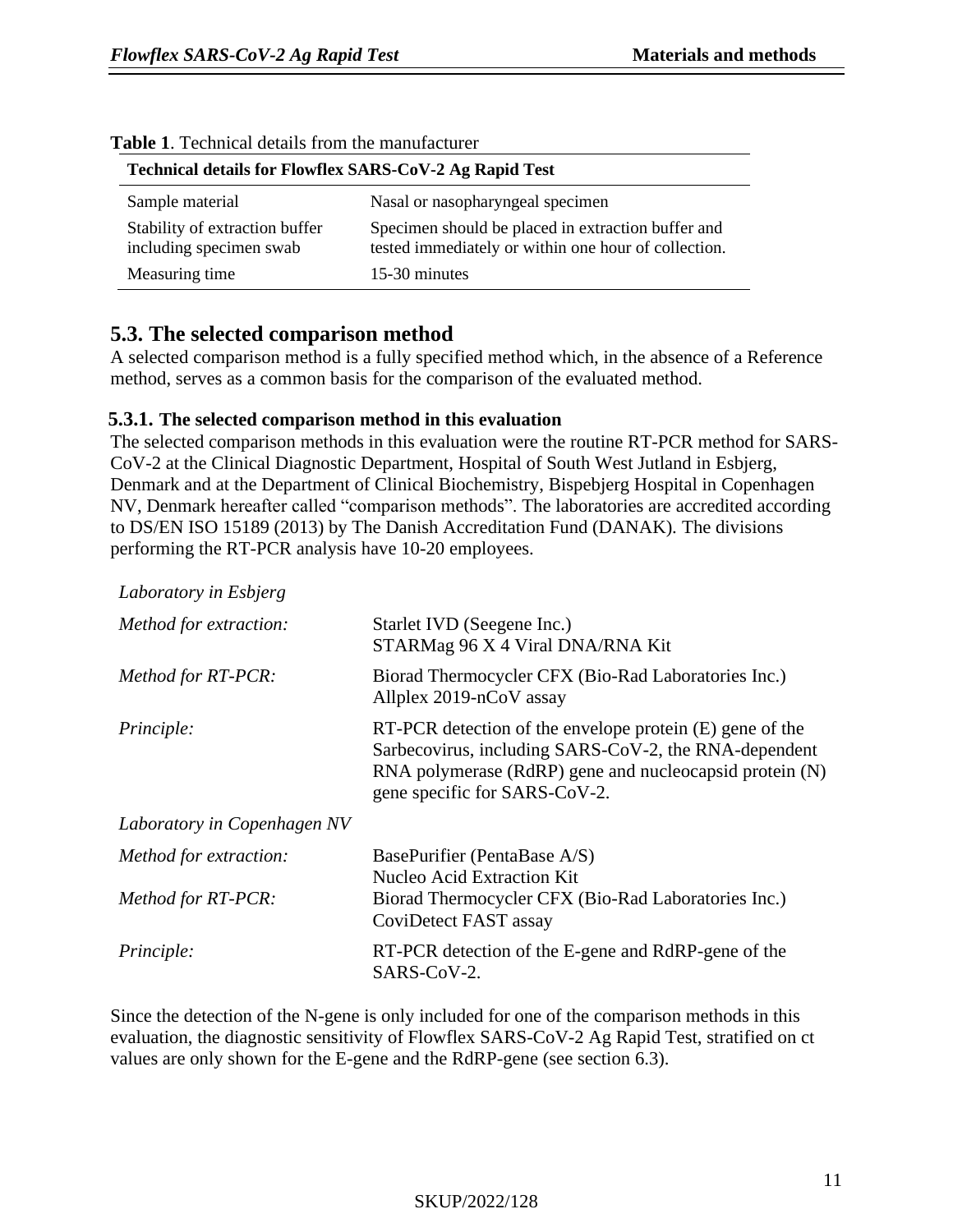**Table 1**. Technical details from the manufacturer

| Technical details for Flowflex SARS-CoV-2 Ag Rapid Test | |
|---|---|
| Sample material | Nasal or nasopharyngeal specimen |
| Stability of extraction buffer including specimen swab | Specimen should be placed in extraction buffer and tested immediately or within one hour of collection. |
| Measuring time | 15-30 minutes |

## 5.3. The selected comparison method

A selected comparison method is a fully specified method which, in the absence of a Reference method, serves as a common basis for the comparison of the evaluated method.

### 5.3.1. The selected comparison method in this evaluation

The selected comparison methods in this evaluation were the routine RT-PCR method for SARS-CoV-2 at the Clinical Diagnostic Department, Hospital of South West Jutland in Esbjerg, Denmark and at the Department of Clinical Biochemistry, Bispebjerg Hospital in Copenhagen NV, Denmark hereafter called "comparison methods". The laboratories are accredited according to DS/EN ISO 15189 (2013) by The Danish Accreditation Fund (DANAK). The divisions performing the RT-PCR analysis have 10-20 employees.

*Laboratory in Esbjerg*

| | |
|---|---|
| *Method for extraction:* | Starlet IVD (Seegene Inc.) STARMag 96 X 4 Viral DNA/RNA Kit |
| *Method for RT-PCR:* | Biorad Thermocycler CFX (Bio-Rad Laboratories Inc.) Allplex 2019-nCoV assay |
| *Principle:* | RT-PCR detection of the envelope protein (E) gene of the Sarbecovirus, including SARS-CoV-2, the RNA-dependent RNA polymerase (RdRP) gene and nucleocapsid protein (N) gene specific for SARS-CoV-2. |

*Laboratory in Copenhagen NV*

| | |
|---|---|
| *Method for extraction:* | BasePurifier (PentaBase A/S) Nucleo Acid Extraction Kit |
| *Method for RT-PCR:* | Biorad Thermocycler CFX (Bio-Rad Laboratories Inc.) CoviDetect FAST assay |
| *Principle:* | RT-PCR detection of the E-gene and RdRP-gene of the SARS-CoV-2. |

Since the detection of the N-gene is only included for one of the comparison methods in this evaluation, the diagnostic sensitivity of Flowflex SARS-CoV-2 Ag Rapid Test, stratified on ct values are only shown for the E-gene and the RdRP-gene (see section 6.3).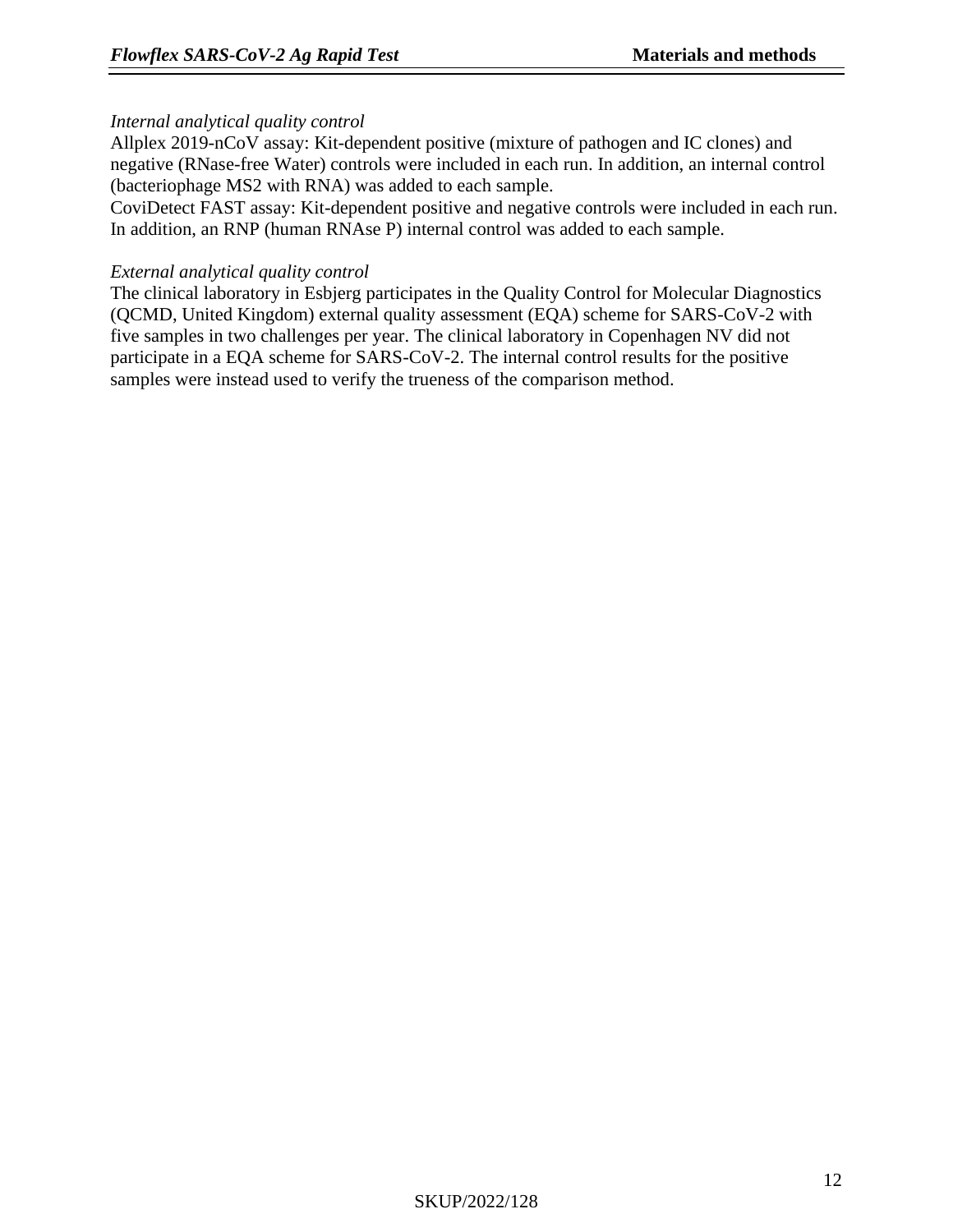*Internal analytical quality control*

Allplex 2019-nCoV assay: Kit-dependent positive (mixture of pathogen and IC clones) and negative (RNase-free Water) controls were included in each run. In addition, an internal control (bacteriophage MS2 with RNA) was added to each sample.

CoviDetect FAST assay: Kit-dependent positive and negative controls were included in each run. In addition, an RNP (human RNAse P) internal control was added to each sample.

*External analytical quality control*

The clinical laboratory in Esbjerg participates in the Quality Control for Molecular Diagnostics (QCMD, United Kingdom) external quality assessment (EQA) scheme for SARS-CoV-2 with five samples in two challenges per year. The clinical laboratory in Copenhagen NV did not participate in a EQA scheme for SARS-CoV-2. The internal control results for the positive samples were instead used to verify the trueness of the comparison method.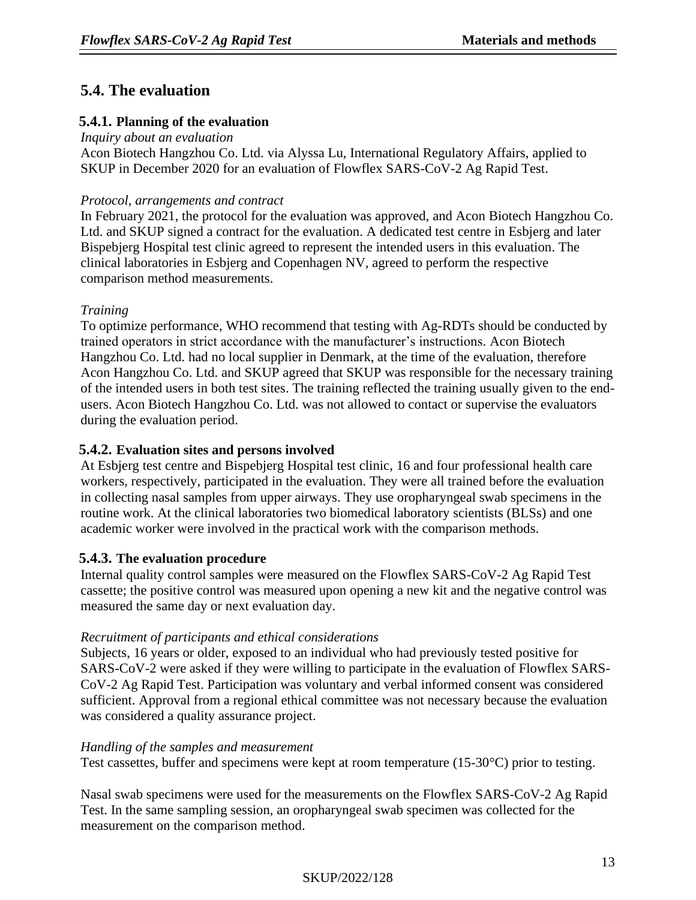## 5.4. The evaluation

### 5.4.1. Planning of the evaluation

*Inquiry about an evaluation*

Acon Biotech Hangzhou Co. Ltd. via Alyssa Lu, International Regulatory Affairs, applied to SKUP in December 2020 for an evaluation of Flowflex SARS-CoV-2 Ag Rapid Test.

*Protocol, arrangements and contract*

In February 2021, the protocol for the evaluation was approved, and Acon Biotech Hangzhou Co. Ltd. and SKUP signed a contract for the evaluation. A dedicated test centre in Esbjerg and later Bispebjerg Hospital test clinic agreed to represent the intended users in this evaluation. The clinical laboratories in Esbjerg and Copenhagen NV, agreed to perform the respective comparison method measurements.

*Training*

To optimize performance, WHO recommend that testing with Ag-RDTs should be conducted by trained operators in strict accordance with the manufacturer's instructions. Acon Biotech Hangzhou Co. Ltd. had no local supplier in Denmark, at the time of the evaluation, therefore Acon Hangzhou Co. Ltd. and SKUP agreed that SKUP was responsible for the necessary training of the intended users in both test sites. The training reflected the training usually given to the end-users. Acon Biotech Hangzhou Co. Ltd. was not allowed to contact or supervise the evaluators during the evaluation period.

### 5.4.2. Evaluation sites and persons involved

At Esbjerg test centre and Bispebjerg Hospital test clinic, 16 and four professional health care workers, respectively, participated in the evaluation. They were all trained before the evaluation in collecting nasal samples from upper airways. They use oropharyngeal swab specimens in the routine work. At the clinical laboratories two biomedical laboratory scientists (BLSs) and one academic worker were involved in the practical work with the comparison methods.

### 5.4.3. The evaluation procedure

Internal quality control samples were measured on the Flowflex SARS-CoV-2 Ag Rapid Test cassette; the positive control was measured upon opening a new kit and the negative control was measured the same day or next evaluation day.

*Recruitment of participants and ethical considerations*

Subjects, 16 years or older, exposed to an individual who had previously tested positive for SARS-CoV-2 were asked if they were willing to participate in the evaluation of Flowflex SARS-CoV-2 Ag Rapid Test. Participation was voluntary and verbal informed consent was considered sufficient. Approval from a regional ethical committee was not necessary because the evaluation was considered a quality assurance project.

*Handling of the samples and measurement*

Test cassettes, buffer and specimens were kept at room temperature (15-30°C) prior to testing.

Nasal swab specimens were used for the measurements on the Flowflex SARS-CoV-2 Ag Rapid Test. In the same sampling session, an oropharyngeal swab specimen was collected for the measurement on the comparison method.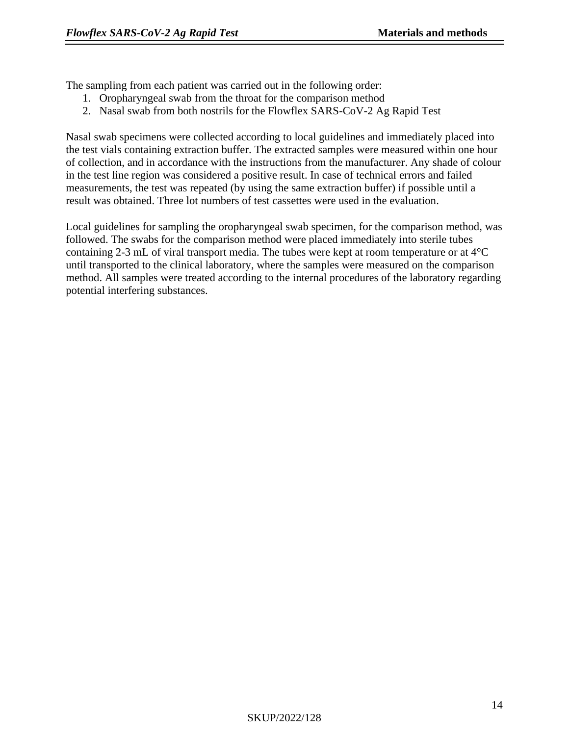The sampling from each patient was carried out in the following order:

1. Oropharyngeal swab from the throat for the comparison method
2. Nasal swab from both nostrils for the Flowflex SARS-CoV-2 Ag Rapid Test

Nasal swab specimens were collected according to local guidelines and immediately placed into the test vials containing extraction buffer. The extracted samples were measured within one hour of collection, and in accordance with the instructions from the manufacturer. Any shade of colour in the test line region was considered a positive result. In case of technical errors and failed measurements, the test was repeated (by using the same extraction buffer) if possible until a result was obtained. Three lot numbers of test cassettes were used in the evaluation.

Local guidelines for sampling the oropharyngeal swab specimen, for the comparison method, was followed. The swabs for the comparison method were placed immediately into sterile tubes containing 2-3 mL of viral transport media. The tubes were kept at room temperature or at 4°C until transported to the clinical laboratory, where the samples were measured on the comparison method. All samples were treated according to the internal procedures of the laboratory regarding potential interfering substances.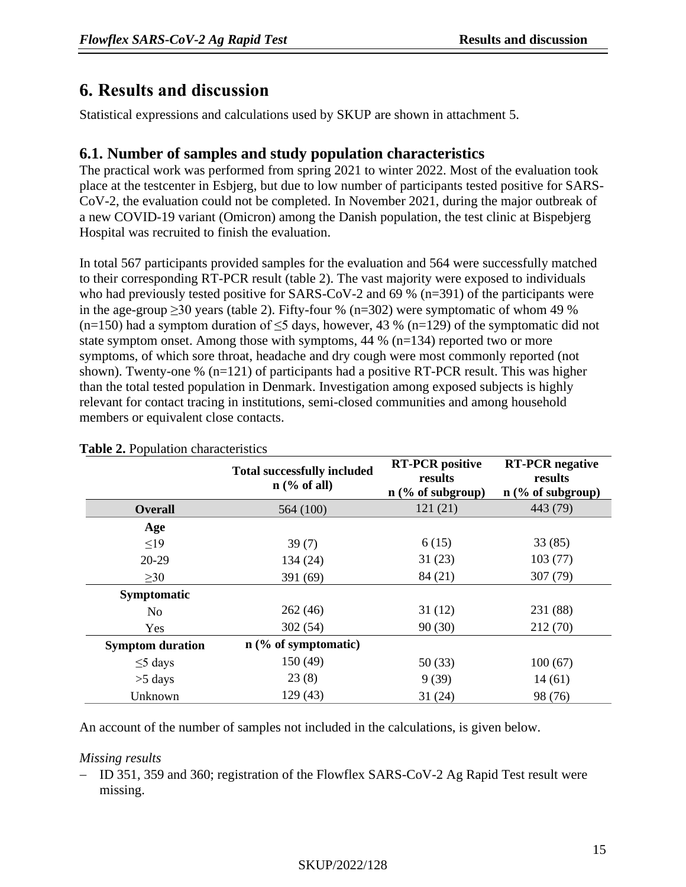# 6. Results and discussion

Statistical expressions and calculations used by SKUP are shown in attachment 5.

## 6.1. Number of samples and study population characteristics

The practical work was performed from spring 2021 to winter 2022. Most of the evaluation took place at the testcenter in Esbjerg, but due to low number of participants tested positive for SARS-CoV-2, the evaluation could not be completed. In November 2021, during the major outbreak of a new COVID-19 variant (Omicron) among the Danish population, the test clinic at Bispebjerg Hospital was recruited to finish the evaluation.

In total 567 participants provided samples for the evaluation and 564 were successfully matched to their corresponding RT-PCR result (table 2). The vast majority were exposed to individuals who had previously tested positive for SARS-CoV-2 and 69 % (n=391) of the participants were in the age-group ≥30 years (table 2). Fifty-four % (n=302) were symptomatic of whom 49 % (n=150) had a symptom duration of ≤5 days, however, 43 % (n=129) of the symptomatic did not state symptom onset. Among those with symptoms, 44 % (n=134) reported two or more symptoms, of which sore throat, headache and dry cough were most commonly reported (not shown). Twenty-one % (n=121) of participants had a positive RT-PCR result. This was higher than the total tested population in Denmark. Investigation among exposed subjects is highly relevant for contact tracing in institutions, semi-closed communities and among household members or equivalent close contacts.

**Table 2.** Population characteristics

| | Total successfully included n (% of all) | RT-PCR positive results n (% of subgroup) | RT-PCR negative results n (% of subgroup) |
|---|---|---|---|
| **Overall** | 564 (100) | 121 (21) | 443 (79) |
| **Age** | | | |
| ≤19 | 39 (7) | 6 (15) | 33 (85) |
| 20-29 | 134 (24) | 31 (23) | 103 (77) |
| ≥30 | 391 (69) | 84 (21) | 307 (79) |
| **Symptomatic** | | | |
| No | 262 (46) | 31 (12) | 231 (88) |
| Yes | 302 (54) | 90 (30) | 212 (70) |
| **Symptom duration** | **n (% of symptomatic)** | | |
| ≤5 days | 150 (49) | 50 (33) | 100 (67) |
| >5 days | 23 (8) | 9 (39) | 14 (61) |
| Unknown | 129 (43) | 31 (24) | 98 (76) |

An account of the number of samples not included in the calculations, is given below.

*Missing results*

- ID 351, 359 and 360; registration of the Flowflex SARS-CoV-2 Ag Rapid Test result were missing.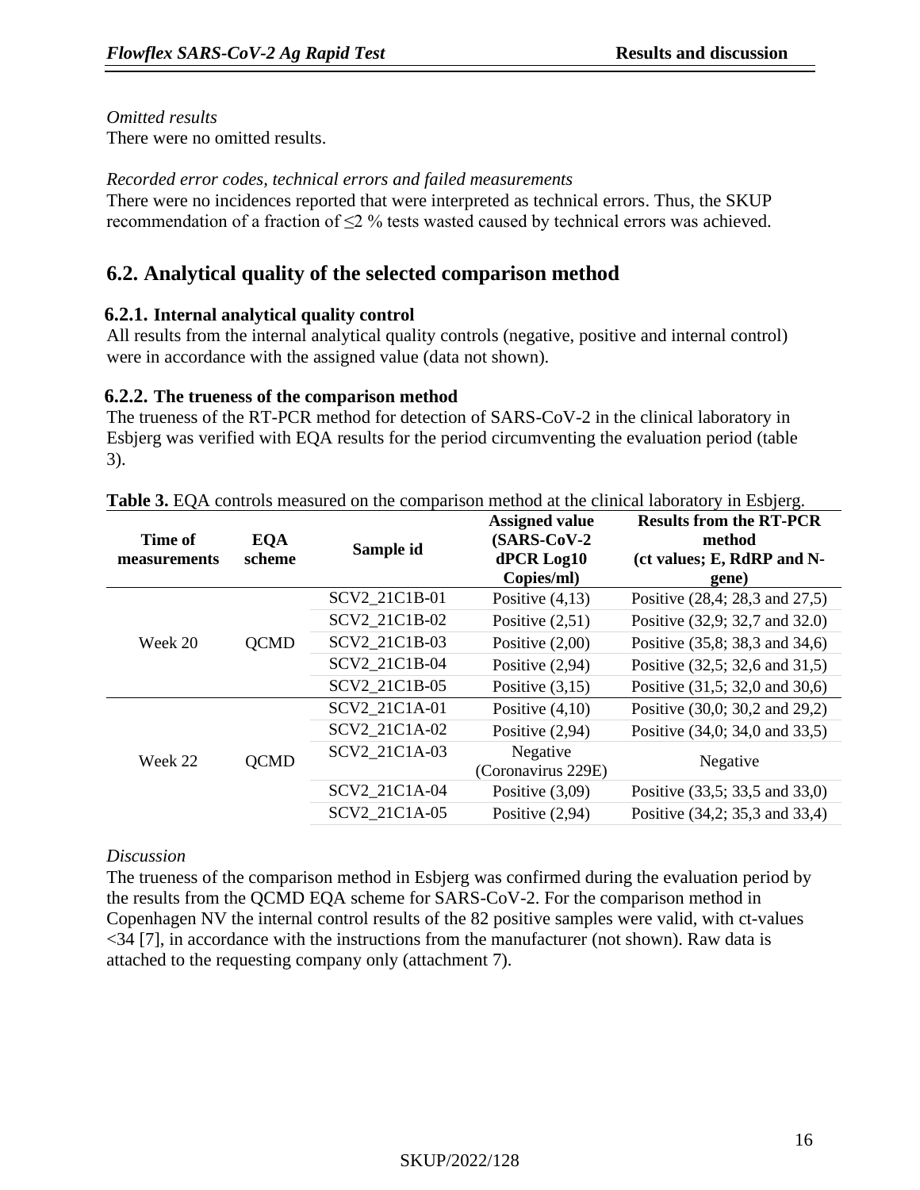*Omitted results*
There were no omitted results.

*Recorded error codes, technical errors and failed measurements*
There were no incidences reported that were interpreted as technical errors. Thus, the SKUP recommendation of a fraction of ≤2 % tests wasted caused by technical errors was achieved.

## 6.2. Analytical quality of the selected comparison method

### 6.2.1. Internal analytical quality control

All results from the internal analytical quality controls (negative, positive and internal control) were in accordance with the assigned value (data not shown).

### 6.2.2. The trueness of the comparison method

The trueness of the RT-PCR method for detection of SARS-CoV-2 in the clinical laboratory in Esbjerg was verified with EQA results for the period circumventing the evaluation period (table 3).

**Table 3.** EQA controls measured on the comparison method at the clinical laboratory in Esbjerg.

| Time of measurements | EQA scheme | Sample id | Assigned value (SARS-CoV-2 dPCR Log10 Copies/ml) | Results from the RT-PCR method (ct values; E, RdRP and N-gene) |
|---|---|---|---|---|
| Week 20 | QCMD | SCV2_21C1B-01 | Positive (4,13) | Positive (28,4; 28,3 and 27,5) |
| | | SCV2_21C1B-02 | Positive (2,51) | Positive (32,9; 32,7 and 32.0) |
| | | SCV2_21C1B-03 | Positive (2,00) | Positive (35,8; 38,3 and 34,6) |
| | | SCV2_21C1B-04 | Positive (2,94) | Positive (32,5; 32,6 and 31,5) |
| | | SCV2_21C1B-05 | Positive (3,15) | Positive (31,5; 32,0 and 30,6) |
| Week 22 | QCMD | SCV2_21C1A-01 | Positive (4,10) | Positive (30,0; 30,2 and 29,2) |
| | | SCV2_21C1A-02 | Positive (2,94) | Positive (34,0; 34,0 and 33,5) |
| | | SCV2_21C1A-03 | Negative (Coronavirus 229E) | Negative |
| | | SCV2_21C1A-04 | Positive (3,09) | Positive (33,5; 33,5 and 33,0) |
| | | SCV2_21C1A-05 | Positive (2,94) | Positive (34,2; 35,3 and 33,4) |

*Discussion*
The trueness of the comparison method in Esbjerg was confirmed during the evaluation period by the results from the QCMD EQA scheme for SARS-CoV-2. For the comparison method in Copenhagen NV the internal control results of the 82 positive samples were valid, with ct-values <34 [7], in accordance with the instructions from the manufacturer (not shown). Raw data is attached to the requesting company only (attachment 7).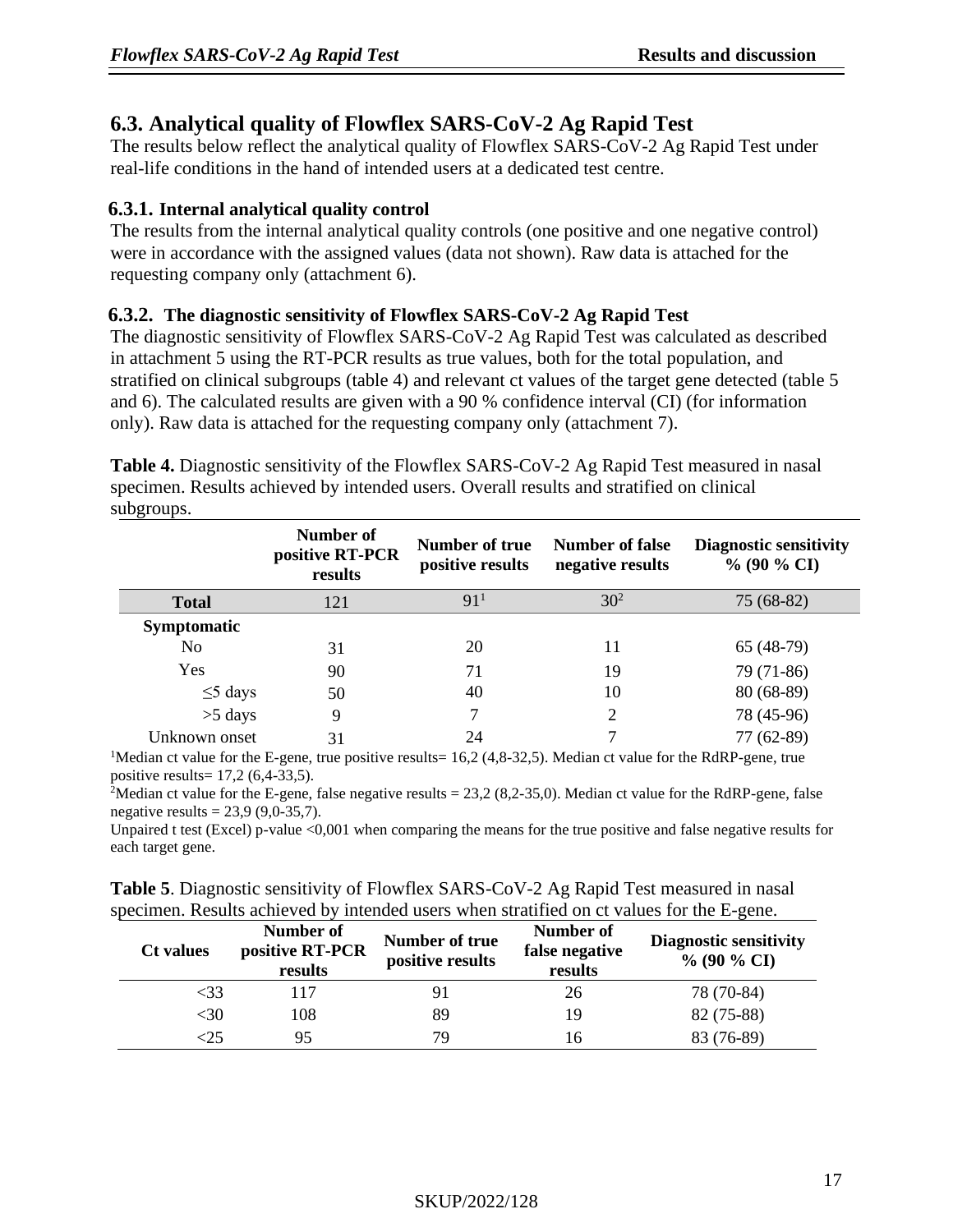## 6.3. Analytical quality of Flowflex SARS-CoV-2 Ag Rapid Test

The results below reflect the analytical quality of Flowflex SARS-CoV-2 Ag Rapid Test under real-life conditions in the hand of intended users at a dedicated test centre.

### 6.3.1. Internal analytical quality control

The results from the internal analytical quality controls (one positive and one negative control) were in accordance with the assigned values (data not shown). Raw data is attached for the requesting company only (attachment 6).

### 6.3.2. The diagnostic sensitivity of Flowflex SARS-CoV-2 Ag Rapid Test

The diagnostic sensitivity of Flowflex SARS-CoV-2 Ag Rapid Test was calculated as described in attachment 5 using the RT-PCR results as true values, both for the total population, and stratified on clinical subgroups (table 4) and relevant ct values of the target gene detected (table 5 and 6). The calculated results are given with a 90 % confidence interval (CI) (for information only). Raw data is attached for the requesting company only (attachment 7).

**Table 4.** Diagnostic sensitivity of the Flowflex SARS-CoV-2 Ag Rapid Test measured in nasal specimen. Results achieved by intended users. Overall results and stratified on clinical subgroups.

| | Number of positive RT-PCR results | Number of true positive results | Number of false negative results | Diagnostic sensitivity % (90 % CI) |
|---|---|---|---|---|
| **Total** | 121 | 91[1] | 30[2] | 75 (68-82) |
| **Symptomatic** | | | | |
| No | 31 | 20 | 11 | 65 (48-79) |
| Yes | 90 | 71 | 19 | 79 (71-86) |
| ≤5 days | 50 | 40 | 10 | 80 (68-89) |
| >5 days | 9 | 7 | 2 | 78 (45-96) |
| Unknown onset | 31 | 24 | 7 | 77 (62-89) |

[1]Median ct value for the E-gene, true positive results= 16,2 (4,8-32,5). Median ct value for the RdRP-gene, true positive results= 17,2 (6,4-33,5).

[2]Median ct value for the E-gene, false negative results = 23,2 (8,2-35,0). Median ct value for the RdRP-gene, false negative results = 23,9 (9,0-35,7).

Unpaired t test (Excel) p-value <0,001 when comparing the means for the true positive and false negative results for each target gene.

**Table 5**. Diagnostic sensitivity of Flowflex SARS-CoV-2 Ag Rapid Test measured in nasal specimen. Results achieved by intended users when stratified on ct values for the E-gene.

| Ct values | Number of positive RT-PCR results | Number of true positive results | Number of false negative results | Diagnostic sensitivity % (90 % CI) |
|---|---|---|---|---|
| <33 | 117 | 91 | 26 | 78 (70-84) |
| <30 | 108 | 89 | 19 | 82 (75-88) |
| <25 | 95 | 79 | 16 | 83 (76-89) |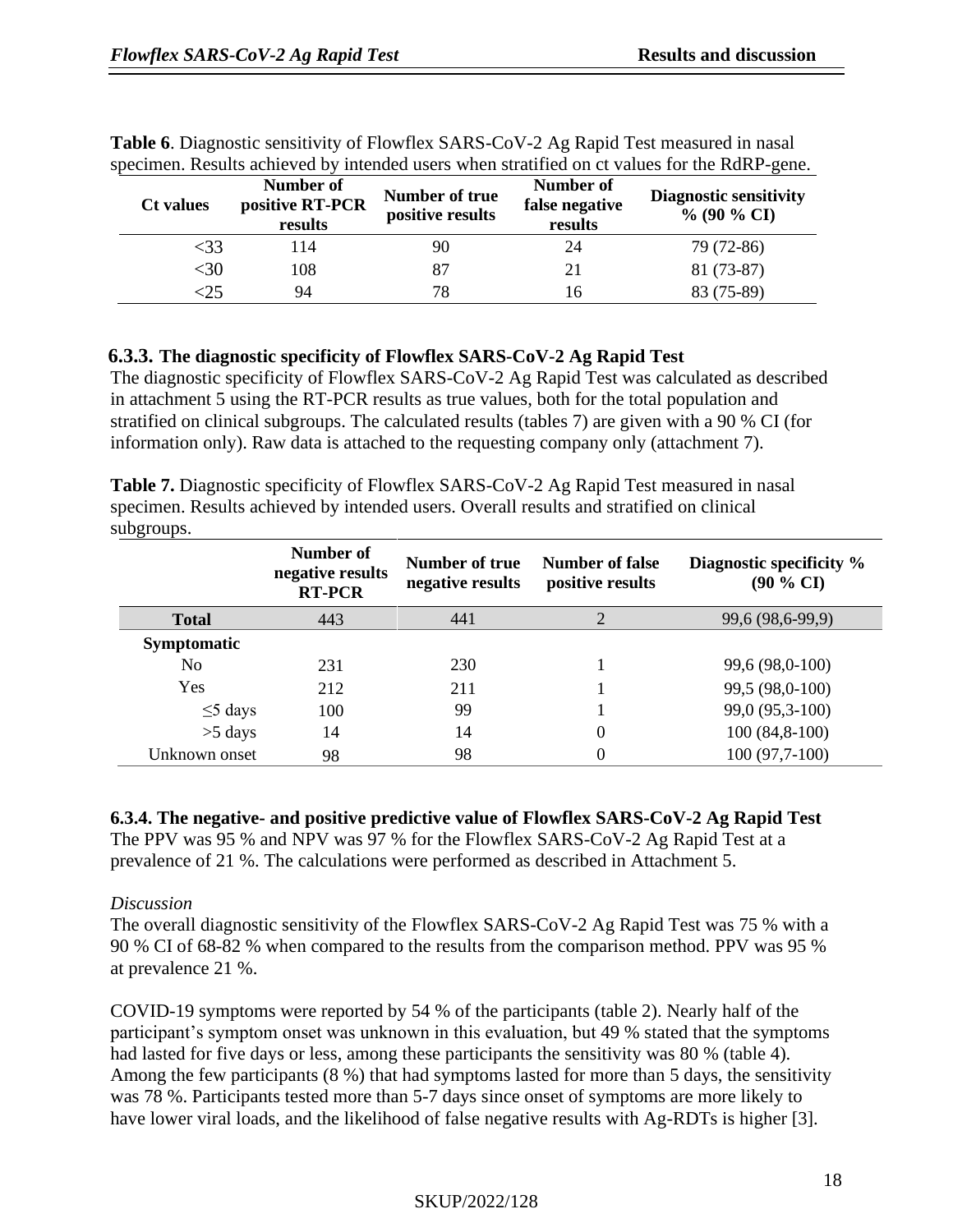**Table 6**. Diagnostic sensitivity of Flowflex SARS-CoV-2 Ag Rapid Test measured in nasal specimen. Results achieved by intended users when stratified on ct values for the RdRP-gene.

| Ct values | Number of positive RT-PCR results | Number of true positive results | Number of false negative results | Diagnostic sensitivity % (90 % CI) |
|---|---|---|---|---|
| <33 | 114 | 90 | 24 | 79 (72-86) |
| <30 | 108 | 87 | 21 | 81 (73-87) |
| <25 | 94 | 78 | 16 | 83 (75-89) |

### 6.3.3. The diagnostic specificity of Flowflex SARS-CoV-2 Ag Rapid Test

The diagnostic specificity of Flowflex SARS-CoV-2 Ag Rapid Test was calculated as described in attachment 5 using the RT-PCR results as true values, both for the total population and stratified on clinical subgroups. The calculated results (tables 7) are given with a 90 % CI (for information only). Raw data is attached to the requesting company only (attachment 7).

**Table 7.** Diagnostic specificity of Flowflex SARS-CoV-2 Ag Rapid Test measured in nasal specimen. Results achieved by intended users. Overall results and stratified on clinical subgroups.

| | Number of negative results RT-PCR | Number of true negative results | Number of false positive results | Diagnostic specificity % (90 % CI) |
|---|---|---|---|---|
| **Total** | 443 | 441 | 2 | 99,6 (98,6-99,9) |
| **Symptomatic** | | | | |
| No | 231 | 230 | 1 | 99,6 (98,0-100) |
| Yes | 212 | 211 | 1 | 99,5 (98,0-100) |
| ≤5 days | 100 | 99 | 1 | 99,0 (95,3-100) |
| >5 days | 14 | 14 | 0 | 100 (84,8-100) |
| Unknown onset | 98 | 98 | 0 | 100 (97,7-100) |

### 6.3.4. The negative- and positive predictive value of Flowflex SARS-CoV-2 Ag Rapid Test

The PPV was 95 % and NPV was 97 % for the Flowflex SARS-CoV-2 Ag Rapid Test at a prevalence of 21 %. The calculations were performed as described in Attachment 5.

*Discussion*

The overall diagnostic sensitivity of the Flowflex SARS-CoV-2 Ag Rapid Test was 75 % with a 90 % CI of 68-82 % when compared to the results from the comparison method. PPV was 95 % at prevalence 21 %.

COVID-19 symptoms were reported by 54 % of the participants (table 2). Nearly half of the participant's symptom onset was unknown in this evaluation, but 49 % stated that the symptoms had lasted for five days or less, among these participants the sensitivity was 80 % (table 4). Among the few participants (8 %) that had symptoms lasted for more than 5 days, the sensitivity was 78 %. Participants tested more than 5-7 days since onset of symptoms are more likely to have lower viral loads, and the likelihood of false negative results with Ag-RDTs is higher [3].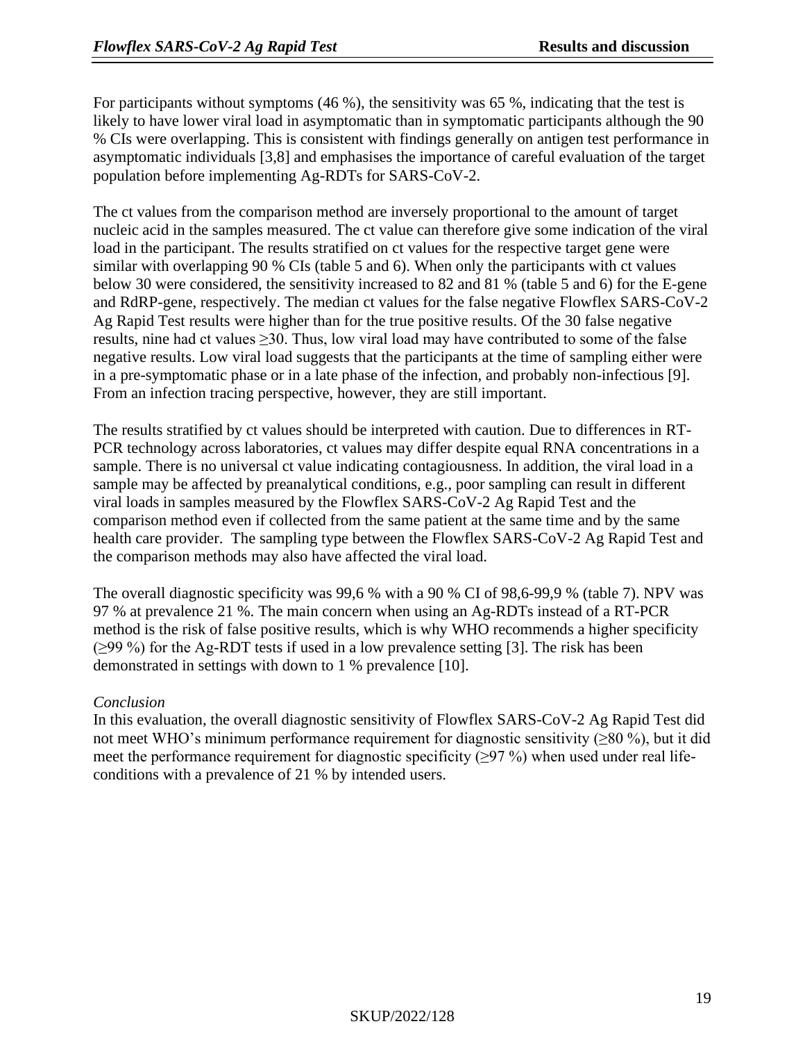For participants without symptoms (46 %), the sensitivity was 65 %, indicating that the test is likely to have lower viral load in asymptomatic than in symptomatic participants although the 90 % CIs were overlapping. This is consistent with findings generally on antigen test performance in asymptomatic individuals [3,8] and emphasises the importance of careful evaluation of the target population before implementing Ag-RDTs for SARS-CoV-2.

The ct values from the comparison method are inversely proportional to the amount of target nucleic acid in the samples measured. The ct value can therefore give some indication of the viral load in the participant. The results stratified on ct values for the respective target gene were similar with overlapping 90 % CIs (table 5 and 6). When only the participants with ct values below 30 were considered, the sensitivity increased to 82 and 81 % (table 5 and 6) for the E-gene and RdRP-gene, respectively. The median ct values for the false negative Flowflex SARS-CoV-2 Ag Rapid Test results were higher than for the true positive results. Of the 30 false negative results, nine had ct values ≥30. Thus, low viral load may have contributed to some of the false negative results. Low viral load suggests that the participants at the time of sampling either were in a pre-symptomatic phase or in a late phase of the infection, and probably non-infectious [9]. From an infection tracing perspective, however, they are still important.

The results stratified by ct values should be interpreted with caution. Due to differences in RT-PCR technology across laboratories, ct values may differ despite equal RNA concentrations in a sample. There is no universal ct value indicating contagiousness. In addition, the viral load in a sample may be affected by preanalytical conditions, e.g., poor sampling can result in different viral loads in samples measured by the Flowflex SARS-CoV-2 Ag Rapid Test and the comparison method even if collected from the same patient at the same time and by the same health care provider. The sampling type between the Flowflex SARS-CoV-2 Ag Rapid Test and the comparison methods may also have affected the viral load.

The overall diagnostic specificity was 99,6 % with a 90 % CI of 98,6-99,9 % (table 7). NPV was 97 % at prevalence 21 %. The main concern when using an Ag-RDTs instead of a RT-PCR method is the risk of false positive results, which is why WHO recommends a higher specificity (≥99 %) for the Ag-RDT tests if used in a low prevalence setting [3]. The risk has been demonstrated in settings with down to 1 % prevalence [10].

*Conclusion*

In this evaluation, the overall diagnostic sensitivity of Flowflex SARS-CoV-2 Ag Rapid Test did not meet WHO's minimum performance requirement for diagnostic sensitivity (≥80 %), but it did meet the performance requirement for diagnostic specificity (≥97 %) when used under real life-conditions with a prevalence of 21 % by intended users.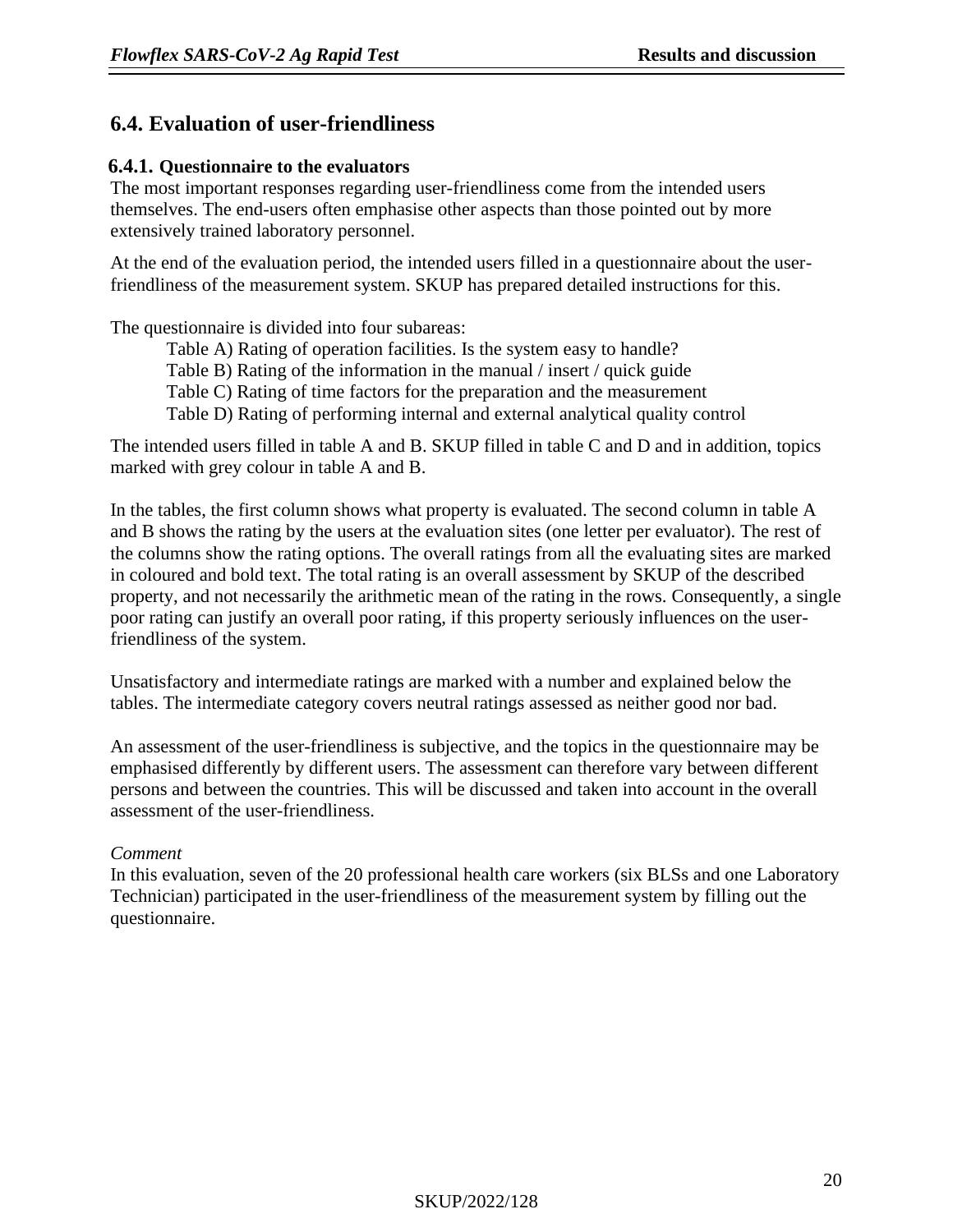## 6.4. Evaluation of user-friendliness

### 6.4.1. Questionnaire to the evaluators

The most important responses regarding user-friendliness come from the intended users themselves. The end-users often emphasise other aspects than those pointed out by more extensively trained laboratory personnel.

At the end of the evaluation period, the intended users filled in a questionnaire about the user-friendliness of the measurement system. SKUP has prepared detailed instructions for this.

The questionnaire is divided into four subareas:

- Table A) Rating of operation facilities. Is the system easy to handle?
- Table B) Rating of the information in the manual / insert / quick guide
- Table C) Rating of time factors for the preparation and the measurement
- Table D) Rating of performing internal and external analytical quality control

The intended users filled in table A and B. SKUP filled in table C and D and in addition, topics marked with grey colour in table A and B.

In the tables, the first column shows what property is evaluated. The second column in table A and B shows the rating by the users at the evaluation sites (one letter per evaluator). The rest of the columns show the rating options. The overall ratings from all the evaluating sites are marked in coloured and bold text. The total rating is an overall assessment by SKUP of the described property, and not necessarily the arithmetic mean of the rating in the rows. Consequently, a single poor rating can justify an overall poor rating, if this property seriously influences on the user-friendliness of the system.

Unsatisfactory and intermediate ratings are marked with a number and explained below the tables. The intermediate category covers neutral ratings assessed as neither good nor bad.

An assessment of the user-friendliness is subjective, and the topics in the questionnaire may be emphasised differently by different users. The assessment can therefore vary between different persons and between the countries. This will be discussed and taken into account in the overall assessment of the user-friendliness.

*Comment*

In this evaluation, seven of the 20 professional health care workers (six BLSs and one Laboratory Technician) participated in the user-friendliness of the measurement system by filling out the questionnaire.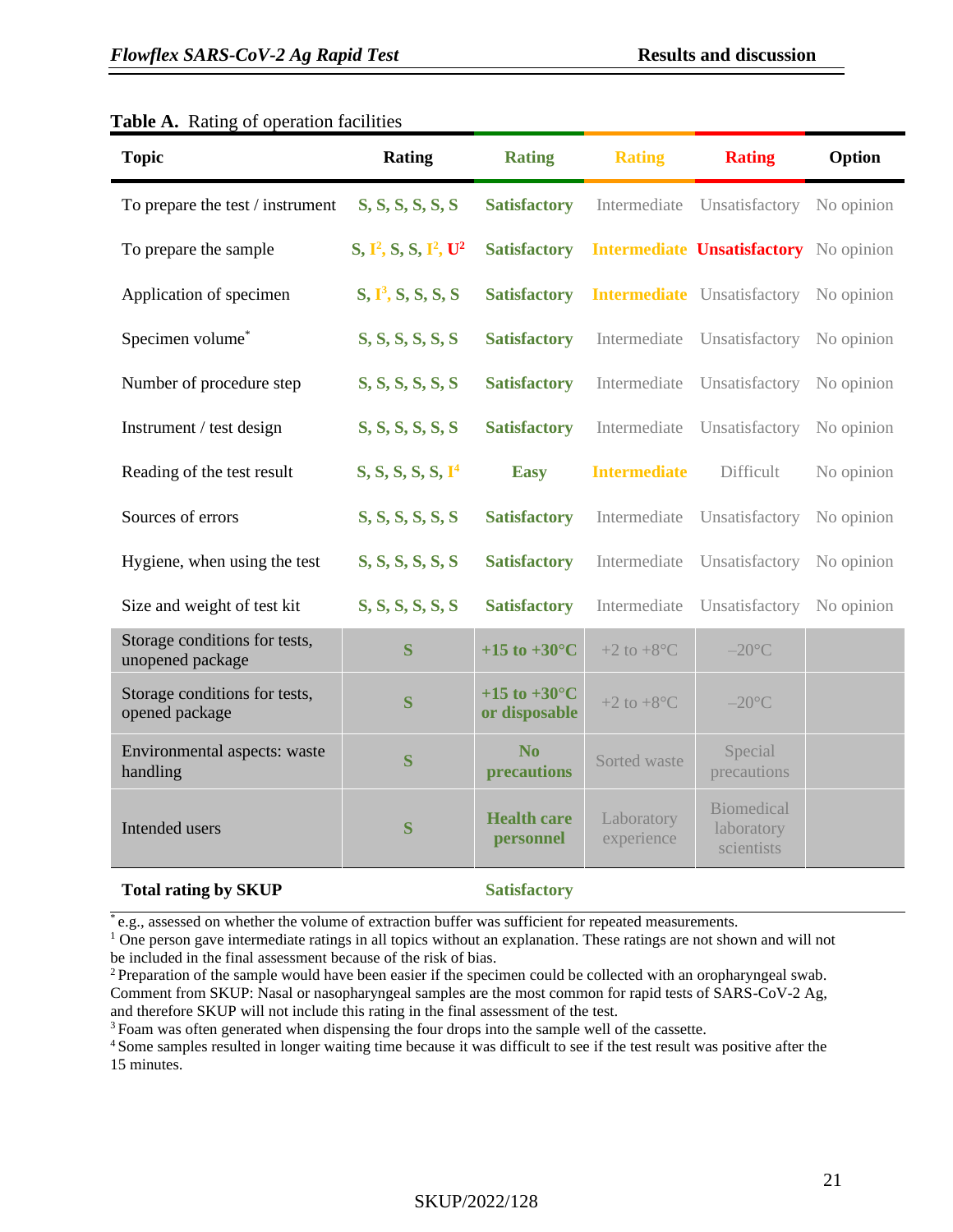**Table A.** Rating of operation facilities

| Topic | Rating | Rating | Rating | Rating | Option |
|---|---|---|---|---|---|
| To prepare the test / instrument | S, S, S, S, S, S | **Satisfactory** | Intermediate | Unsatisfactory | No opinion |
| To prepare the sample | S, I[2], S, S, I[2], U[2] | **Satisfactory** | **Intermediate** | **Unsatisfactory** | No opinion |
| Application of specimen | S, I[3], S, S, S, S | **Satisfactory** | **Intermediate** | Unsatisfactory | No opinion |
| Specimen volume* | S, S, S, S, S, S | **Satisfactory** | Intermediate | Unsatisfactory | No opinion |
| Number of procedure step | S, S, S, S, S, S | **Satisfactory** | Intermediate | Unsatisfactory | No opinion |
| Instrument / test design | S, S, S, S, S, S | **Satisfactory** | Intermediate | Unsatisfactory | No opinion |
| Reading of the test result | S, S, S, S, S, I[4] | **Easy** | **Intermediate** | Difficult | No opinion |
| Sources of errors | S, S, S, S, S, S | **Satisfactory** | Intermediate | Unsatisfactory | No opinion |
| Hygiene, when using the test | S, S, S, S, S, S | **Satisfactory** | Intermediate | Unsatisfactory | No opinion |
| Size and weight of test kit | S, S, S, S, S, S | **Satisfactory** | Intermediate | Unsatisfactory | No opinion |
| Storage conditions for tests, unopened package | S | **+15 to +30°C** | +2 to +8°C | –20°C | |
| Storage conditions for tests, opened package | S | **+15 to +30°C or disposable** | +2 to +8°C | –20°C | |
| Environmental aspects: waste handling | S | **No precautions** | Sorted waste | Special precautions | |
| Intended users | S | **Health care personnel** | Laboratory experience | Biomedical laboratory scientists | |
| **Total rating by SKUP** | | **Satisfactory** | | | |

\* e.g., assessed on whether the volume of extraction buffer was sufficient for repeated measurements.

[1] One person gave intermediate ratings in all topics without an explanation. These ratings are not shown and will not be included in the final assessment because of the risk of bias.

[2] Preparation of the sample would have been easier if the specimen could be collected with an oropharyngeal swab. Comment from SKUP: Nasal or nasopharyngeal samples are the most common for rapid tests of SARS-CoV-2 Ag, and therefore SKUP will not include this rating in the final assessment of the test.

[3] Foam was often generated when dispensing the four drops into the sample well of the cassette.

[4] Some samples resulted in longer waiting time because it was difficult to see if the test result was positive after the 15 minutes.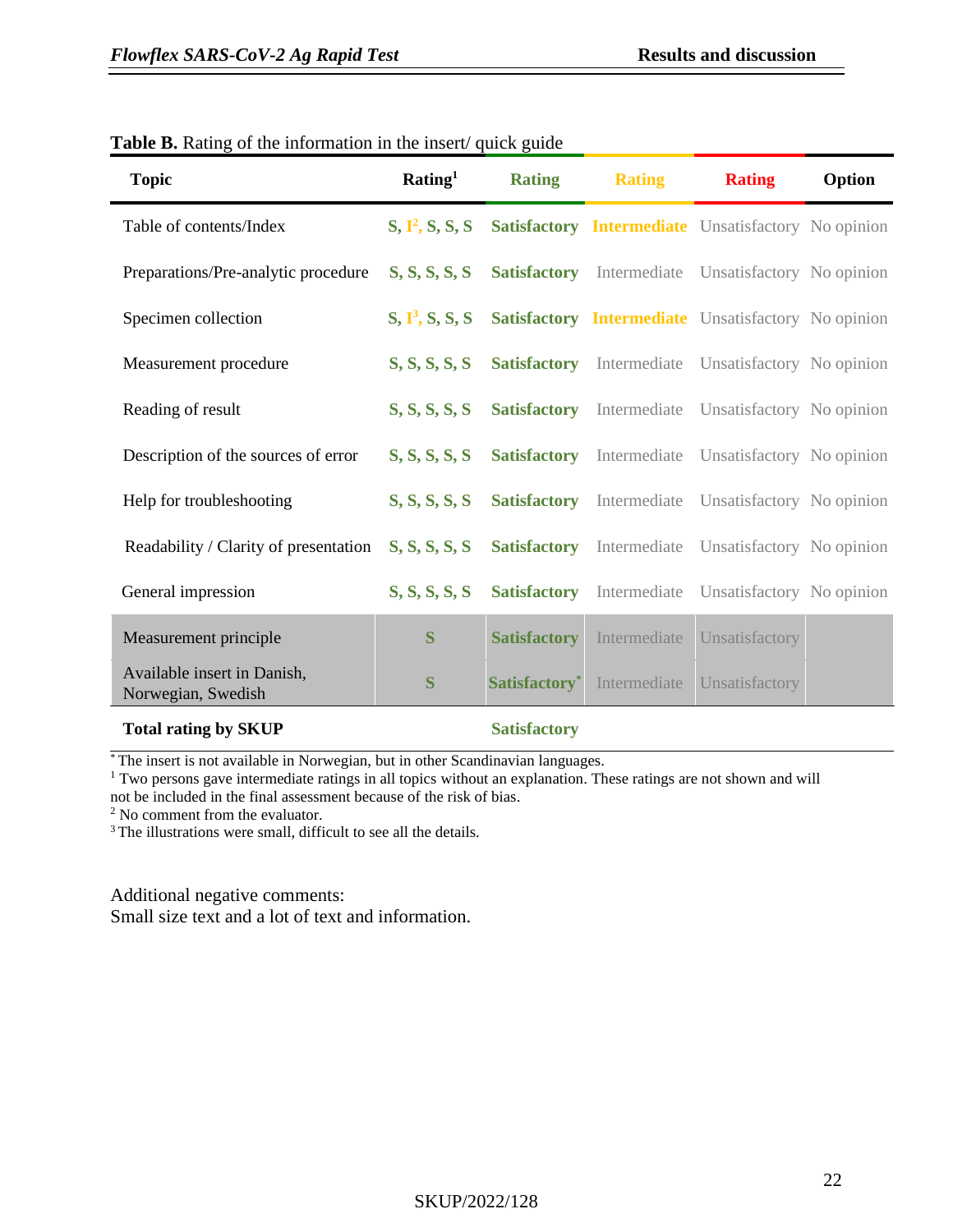**Table B.** Rating of the information in the insert/ quick guide

| Topic | Rating[1] | Rating | Rating | Rating | Option |
|---|---|---|---|---|---|
| Table of contents/Index | S, I[2], S, S, S | Satisfactory | Intermediate | Unsatisfactory | No opinion |
| Preparations/Pre-analytic procedure | S, S, S, S, S | Satisfactory | Intermediate | Unsatisfactory | No opinion |
| Specimen collection | S, I[3], S, S, S | Satisfactory | Intermediate | Unsatisfactory | No opinion |
| Measurement procedure | S, S, S, S, S | Satisfactory | Intermediate | Unsatisfactory | No opinion |
| Reading of result | S, S, S, S, S | Satisfactory | Intermediate | Unsatisfactory | No opinion |
| Description of the sources of error | S, S, S, S, S | Satisfactory | Intermediate | Unsatisfactory | No opinion |
| Help for troubleshooting | S, S, S, S, S | Satisfactory | Intermediate | Unsatisfactory | No opinion |
| Readability / Clarity of presentation | S, S, S, S, S | Satisfactory | Intermediate | Unsatisfactory | No opinion |
| General impression | S, S, S, S, S | Satisfactory | Intermediate | Unsatisfactory | No opinion |
| Measurement principle | S | Satisfactory | Intermediate | Unsatisfactory | |
| Available insert in Danish, Norwegian, Swedish | S | Satisfactory* | Intermediate | Unsatisfactory | |
| **Total rating by SKUP** | | Satisfactory | | | |

\* The insert is not available in Norwegian, but in other Scandinavian languages.
[1] Two persons gave intermediate ratings in all topics without an explanation. These ratings are not shown and will not be included in the final assessment because of the risk of bias.
[2] No comment from the evaluator.
[3] The illustrations were small, difficult to see all the details.

Additional negative comments:
Small size text and a lot of text and information.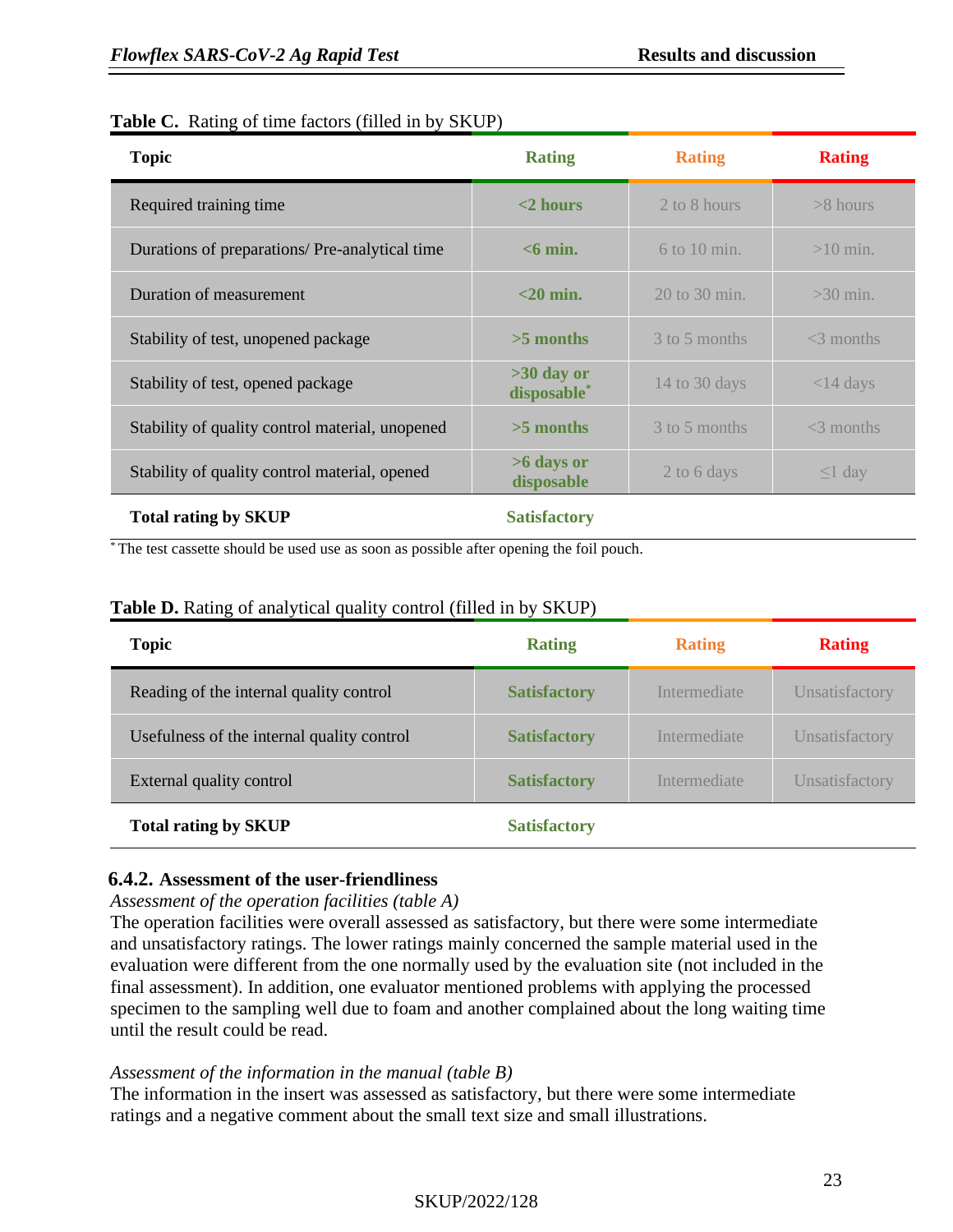**Table C.** Rating of time factors (filled in by SKUP)

| Topic | Rating | Rating | Rating |
|---|---|---|---|
| Required training time | **<2 hours** | 2 to 8 hours | >8 hours |
| Durations of preparations/ Pre-analytical time | **<6 min.** | 6 to 10 min. | >10 min. |
| Duration of measurement | **<20 min.** | 20 to 30 min. | >30 min. |
| Stability of test, unopened package | **>5 months** | 3 to 5 months | <3 months |
| Stability of test, opened package | **>30 day or disposable*** | 14 to 30 days | <14 days |
| Stability of quality control material, unopened | **>5 months** | 3 to 5 months | <3 months |
| Stability of quality control material, opened | **>6 days or disposable** | 2 to 6 days | ≤1 day |
| **Total rating by SKUP** | **Satisfactory** | | |

* The test cassette should be used use as soon as possible after opening the foil pouch.

**Table D.** Rating of analytical quality control (filled in by SKUP)

| Topic | Rating | Rating | Rating |
|---|---|---|---|
| Reading of the internal quality control | **Satisfactory** | Intermediate | Unsatisfactory |
| Usefulness of the internal quality control | **Satisfactory** | Intermediate | Unsatisfactory |
| External quality control | **Satisfactory** | Intermediate | Unsatisfactory |
| **Total rating by SKUP** | **Satisfactory** | | |

### 6.4.2. Assessment of the user-friendliness

*Assessment of the operation facilities (table A)*

The operation facilities were overall assessed as satisfactory, but there were some intermediate and unsatisfactory ratings. The lower ratings mainly concerned the sample material used in the evaluation were different from the one normally used by the evaluation site (not included in the final assessment). In addition, one evaluator mentioned problems with applying the processed specimen to the sampling well due to foam and another complained about the long waiting time until the result could be read.

*Assessment of the information in the manual (table B)*

The information in the insert was assessed as satisfactory, but there were some intermediate ratings and a negative comment about the small text size and small illustrations.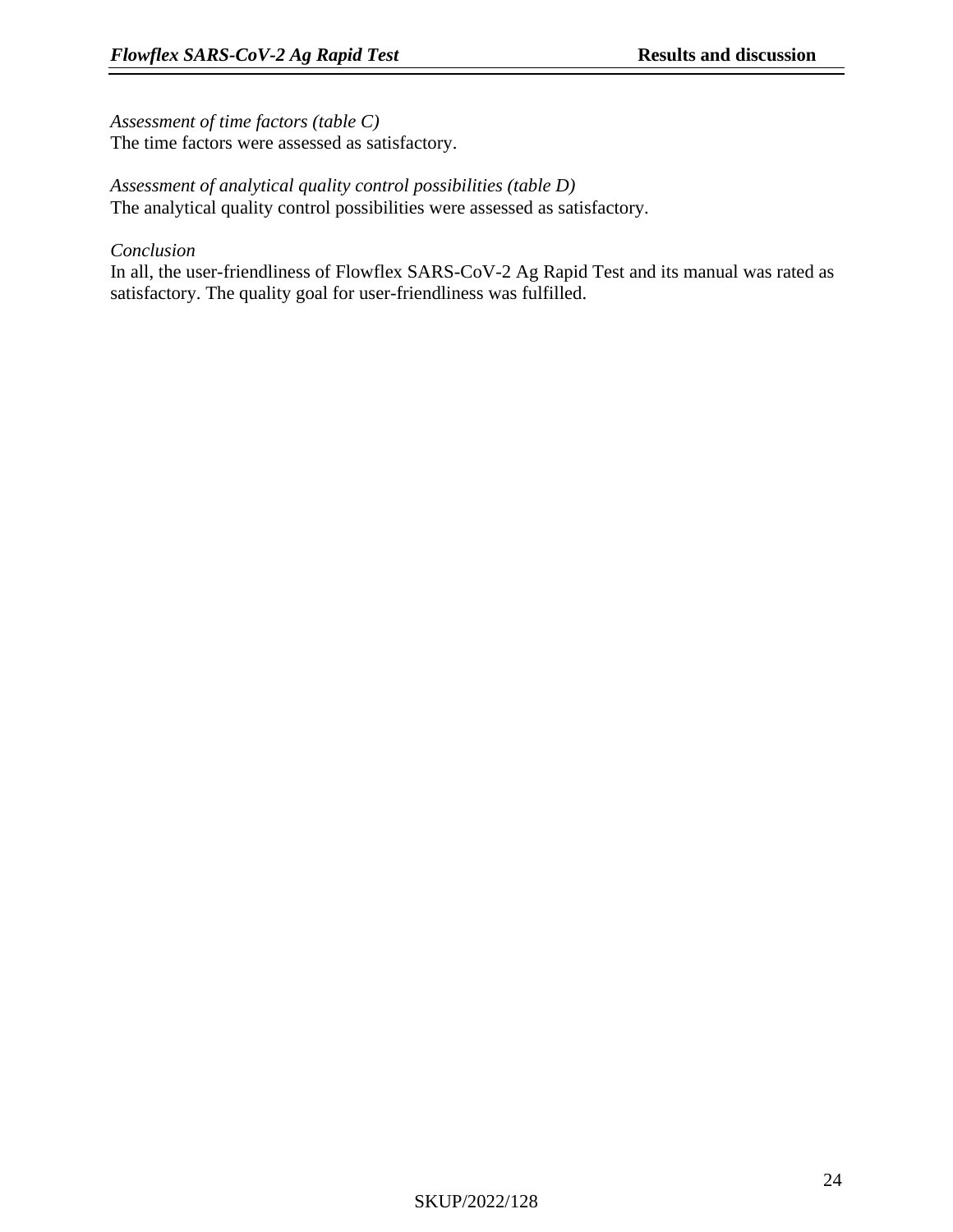*Assessment of time factors (table C)*
The time factors were assessed as satisfactory.

*Assessment of analytical quality control possibilities (table D)*
The analytical quality control possibilities were assessed as satisfactory.

*Conclusion*
In all, the user-friendliness of Flowflex SARS-CoV-2 Ag Rapid Test and its manual was rated as satisfactory. The quality goal for user-friendliness was fulfilled.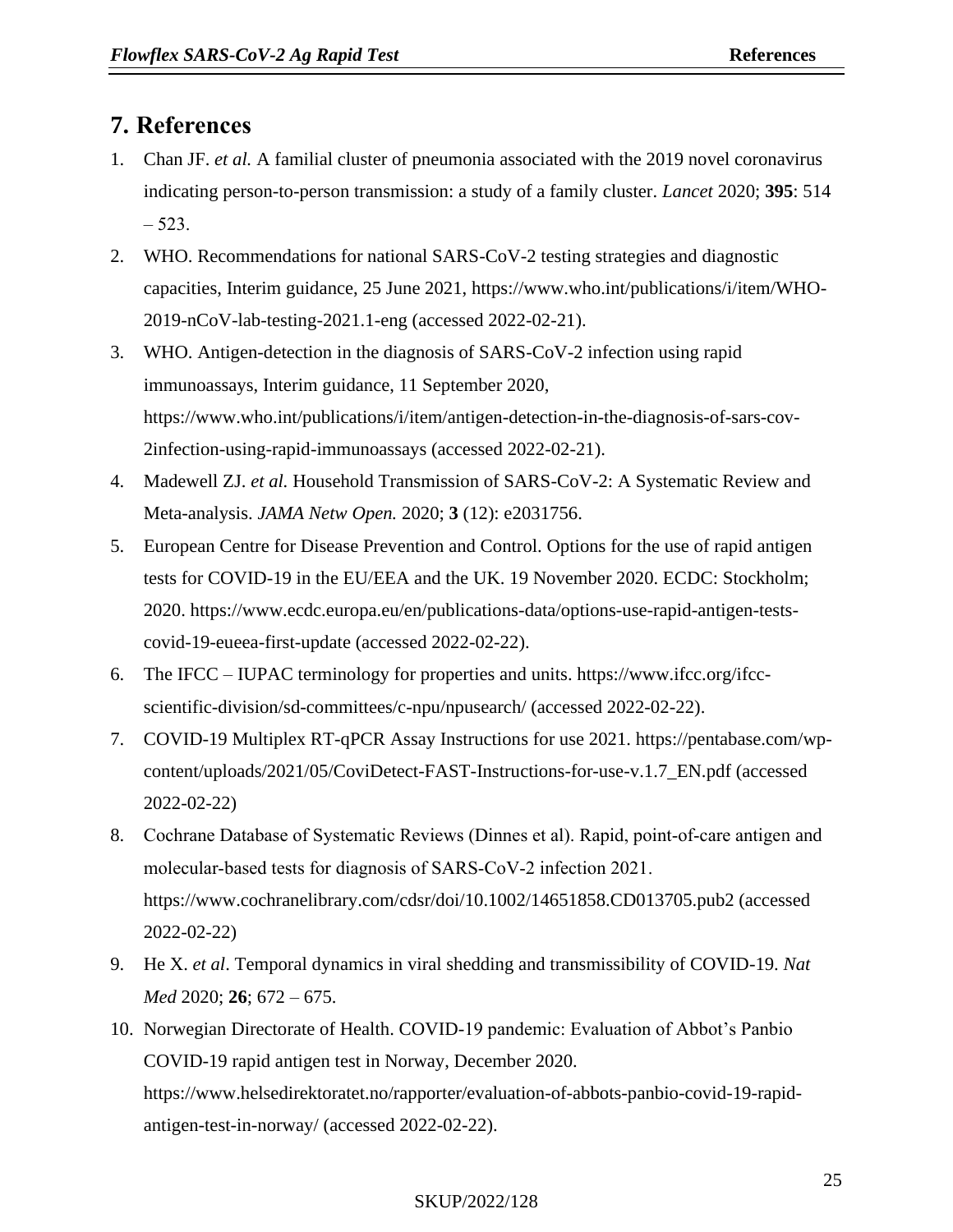## 7. References

1. Chan JF. *et al.* A familial cluster of pneumonia associated with the 2019 novel coronavirus indicating person-to-person transmission: a study of a family cluster. *Lancet* 2020; **395**: 514 – 523.
2. WHO. Recommendations for national SARS-CoV-2 testing strategies and diagnostic capacities, Interim guidance, 25 June 2021, https://www.who.int/publications/i/item/WHO-2019-nCoV-lab-testing-2021.1-eng (accessed 2022-02-21).
3. WHO. Antigen-detection in the diagnosis of SARS-CoV-2 infection using rapid immunoassays, Interim guidance, 11 September 2020, https://www.who.int/publications/i/item/antigen-detection-in-the-diagnosis-of-sars-cov-2infection-using-rapid-immunoassays (accessed 2022-02-21).
4. Madewell ZJ. *et al.* Household Transmission of SARS-CoV-2: A Systematic Review and Meta-analysis. *JAMA Netw Open.* 2020; **3** (12): e2031756.
5. European Centre for Disease Prevention and Control. Options for the use of rapid antigen tests for COVID-19 in the EU/EEA and the UK. 19 November 2020. ECDC: Stockholm; 2020. https://www.ecdc.europa.eu/en/publications-data/options-use-rapid-antigen-tests-covid-19-eueea-first-update (accessed 2022-02-22).
6. The IFCC – IUPAC terminology for properties and units. https://www.ifcc.org/ifcc-scientific-division/sd-committees/c-npu/npusearch/ (accessed 2022-02-22).
7. COVID-19 Multiplex RT-qPCR Assay Instructions for use 2021. https://pentabase.com/wp-content/uploads/2021/05/CoviDetect-FAST-Instructions-for-use-v.1.7_EN.pdf (accessed 2022-02-22)
8. Cochrane Database of Systematic Reviews (Dinnes et al). Rapid, point-of-care antigen and molecular-based tests for diagnosis of SARS-CoV-2 infection 2021. https://www.cochranelibrary.com/cdsr/doi/10.1002/14651858.CD013705.pub2 (accessed 2022-02-22)
9. He X. *et al*. Temporal dynamics in viral shedding and transmissibility of COVID-19. *Nat Med* 2020; **26**; 672 – 675.
10. Norwegian Directorate of Health. COVID-19 pandemic: Evaluation of Abbot's Panbio COVID-19 rapid antigen test in Norway, December 2020. https://www.helsedirektoratet.no/rapporter/evaluation-of-abbots-panbio-covid-19-rapid-antigen-test-in-norway/ (accessed 2022-02-22).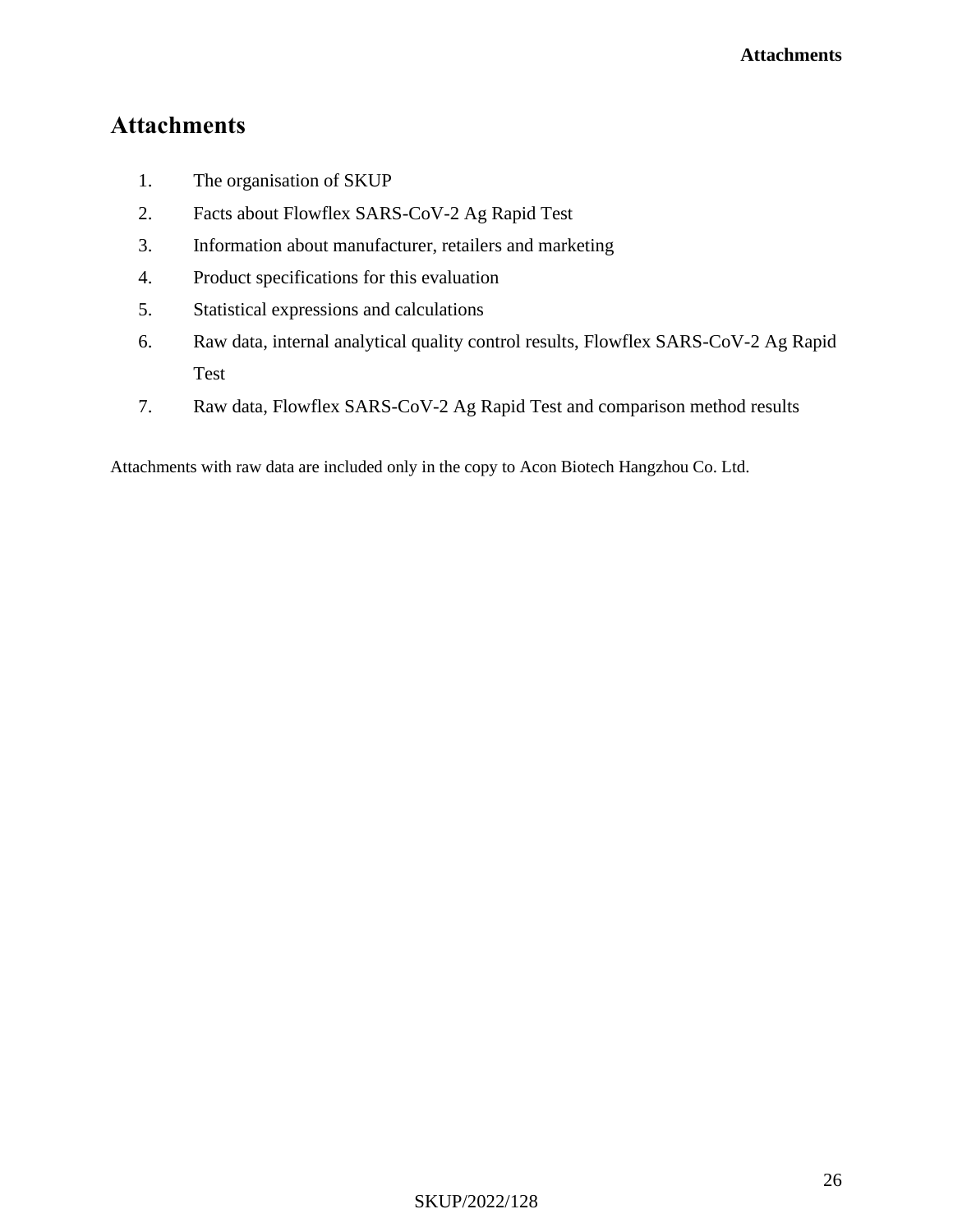# Attachments

1. The organisation of SKUP
2. Facts about Flowflex SARS-CoV-2 Ag Rapid Test
3. Information about manufacturer, retailers and marketing
4. Product specifications for this evaluation
5. Statistical expressions and calculations
6. Raw data, internal analytical quality control results, Flowflex SARS-CoV-2 Ag Rapid Test
7. Raw data, Flowflex SARS-CoV-2 Ag Rapid Test and comparison method results

Attachments with raw data are included only in the copy to Acon Biotech Hangzhou Co. Ltd.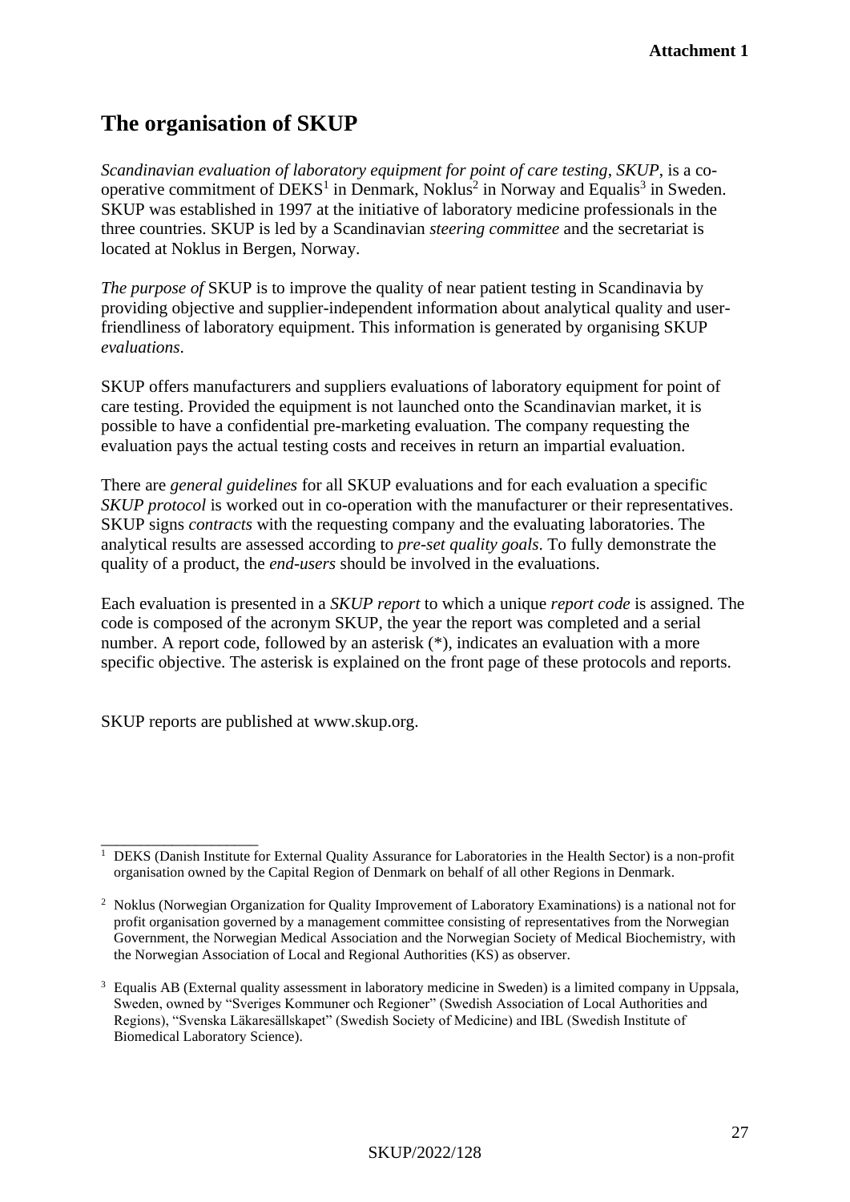Attachment 1

# The organisation of SKUP

*Scandinavian evaluation of laboratory equipment for point of care testing*, *SKUP*, is a co-operative commitment of DEKS[1] in Denmark, Noklus[2] in Norway and Equalis[3] in Sweden. SKUP was established in 1997 at the initiative of laboratory medicine professionals in the three countries. SKUP is led by a Scandinavian *steering committee* and the secretariat is located at Noklus in Bergen, Norway.

*The purpose of* SKUP is to improve the quality of near patient testing in Scandinavia by providing objective and supplier-independent information about analytical quality and user-friendliness of laboratory equipment. This information is generated by organising SKUP *evaluations*.

SKUP offers manufacturers and suppliers evaluations of laboratory equipment for point of care testing. Provided the equipment is not launched onto the Scandinavian market, it is possible to have a confidential pre-marketing evaluation. The company requesting the evaluation pays the actual testing costs and receives in return an impartial evaluation.

There are *general guidelines* for all SKUP evaluations and for each evaluation a specific *SKUP protocol* is worked out in co-operation with the manufacturer or their representatives. SKUP signs *contracts* with the requesting company and the evaluating laboratories. The analytical results are assessed according to *pre-set quality goals*. To fully demonstrate the quality of a product, the *end-users* should be involved in the evaluations.

Each evaluation is presented in a *SKUP report* to which a unique *report code* is assigned. The code is composed of the acronym SKUP, the year the report was completed and a serial number. A report code, followed by an asterisk (*), indicates an evaluation with a more specific objective. The asterisk is explained on the front page of these protocols and reports.

SKUP reports are published at www.skup.org.

---

[1] DEKS (Danish Institute for External Quality Assurance for Laboratories in the Health Sector) is a non-profit organisation owned by the Capital Region of Denmark on behalf of all other Regions in Denmark.

[2] Noklus (Norwegian Organization for Quality Improvement of Laboratory Examinations) is a national not for profit organisation governed by a management committee consisting of representatives from the Norwegian Government, the Norwegian Medical Association and the Norwegian Society of Medical Biochemistry, with the Norwegian Association of Local and Regional Authorities (KS) as observer.

[3] Equalis AB (External quality assessment in laboratory medicine in Sweden) is a limited company in Uppsala, Sweden, owned by "Sveriges Kommuner och Regioner" (Swedish Association of Local Authorities and Regions), "Svenska Läkaresällskapet" (Swedish Society of Medicine) and IBL (Swedish Institute of Biomedical Laboratory Science).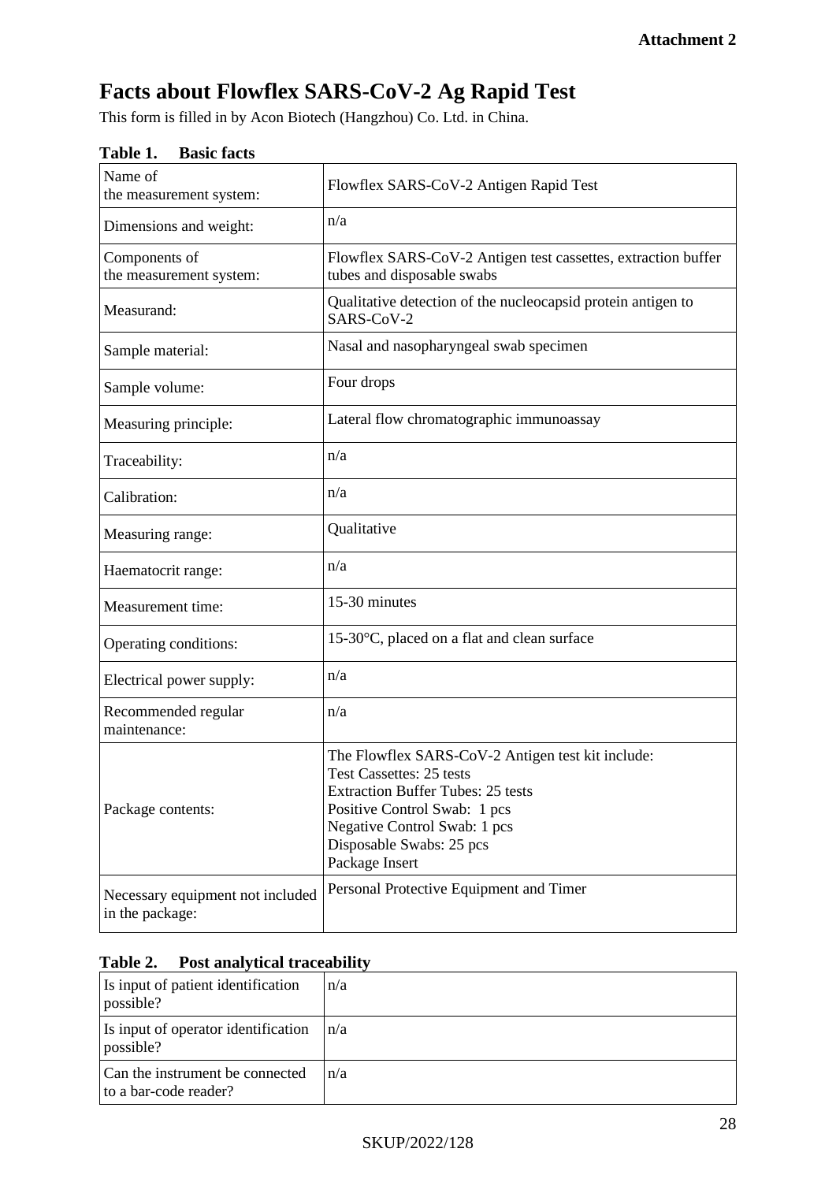**Attachment 2**

# Facts about Flowflex SARS-CoV-2 Ag Rapid Test

This form is filled in by Acon Biotech (Hangzhou) Co. Ltd. in China.

**Table 1. Basic facts**

| | |
|---|---|
| Name of the measurement system: | Flowflex SARS-CoV-2 Antigen Rapid Test |
| Dimensions and weight: | n/a |
| Components of the measurement system: | Flowflex SARS-CoV-2 Antigen test cassettes, extraction buffer tubes and disposable swabs |
| Measurand: | Qualitative detection of the nucleocapsid protein antigen to SARS-CoV-2 |
| Sample material: | Nasal and nasopharyngeal swab specimen |
| Sample volume: | Four drops |
| Measuring principle: | Lateral flow chromatographic immunoassay |
| Traceability: | n/a |
| Calibration: | n/a |
| Measuring range: | Qualitative |
| Haematocrit range: | n/a |
| Measurement time: | 15-30 minutes |
| Operating conditions: | 15-30°C, placed on a flat and clean surface |
| Electrical power supply: | n/a |
| Recommended regular maintenance: | n/a |
| Package contents: | The Flowflex SARS-CoV-2 Antigen test kit include:<br>Test Cassettes: 25 tests<br>Extraction Buffer Tubes: 25 tests<br>Positive Control Swab: 1 pcs<br>Negative Control Swab: 1 pcs<br>Disposable Swabs: 25 pcs<br>Package Insert |
| Necessary equipment not included in the package: | Personal Protective Equipment and Timer |

**Table 2. Post analytical traceability**

| | |
|---|---|
| Is input of patient identification possible? | n/a |
| Is input of operator identification possible? | n/a |
| Can the instrument be connected to a bar-code reader? | n/a |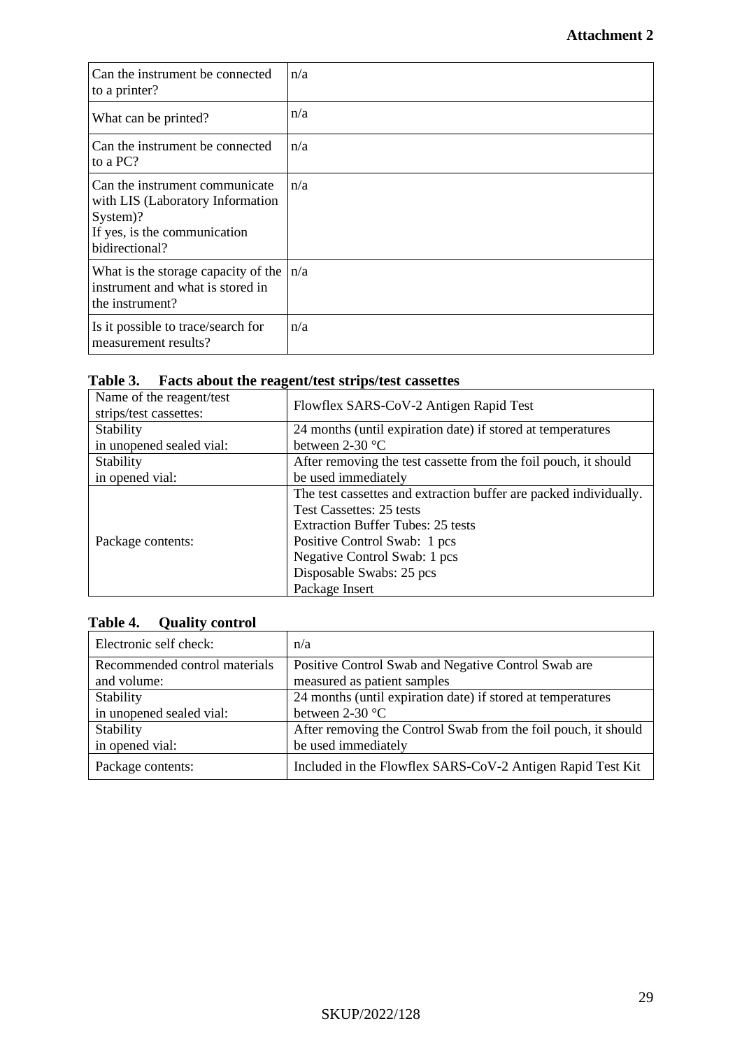| Can the instrument be connected to a printer? | n/a |
|---|---|
| What can be printed? | n/a |
| Can the instrument be connected to a PC? | n/a |
| Can the instrument communicate with LIS (Laboratory Information System)? If yes, is the communication bidirectional? | n/a |
| What is the storage capacity of the instrument and what is stored in the instrument? | n/a |
| Is it possible to trace/search for measurement results? | n/a |

**Table 3. Facts about the reagent/test strips/test cassettes**

| Name of the reagent/test strips/test cassettes: | Flowflex SARS-CoV-2 Antigen Rapid Test |
|---|---|
| Stability in unopened sealed vial: | 24 months (until expiration date) if stored at temperatures between 2-30 °C |
| Stability in opened vial: | After removing the test cassette from the foil pouch, it should be used immediately |
| Package contents: | The test cassettes and extraction buffer are packed individually.<br>Test Cassettes: 25 tests<br>Extraction Buffer Tubes: 25 tests<br>Positive Control Swab: 1 pcs<br>Negative Control Swab: 1 pcs<br>Disposable Swabs: 25 pcs<br>Package Insert |

**Table 4. Quality control**

| Electronic self check: | n/a |
|---|---|
| Recommended control materials and volume: | Positive Control Swab and Negative Control Swab are measured as patient samples |
| Stability in unopened sealed vial: | 24 months (until expiration date) if stored at temperatures between 2-30 °C |
| Stability in opened vial: | After removing the Control Swab from the foil pouch, it should be used immediately |
| Package contents: | Included in the Flowflex SARS-CoV-2 Antigen Rapid Test Kit |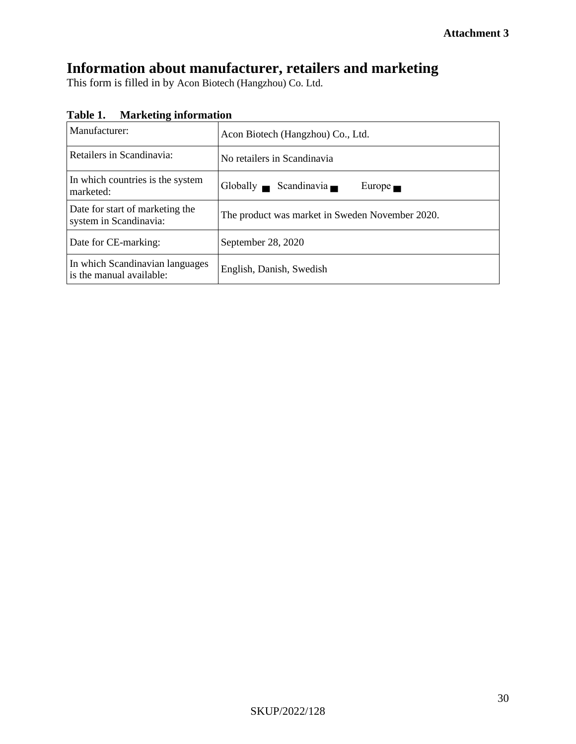**Attachment 3**

# Information about manufacturer, retailers and marketing

This form is filled in by Acon Biotech (Hangzhou) Co. Ltd.

**Table 1. Marketing information**

| | |
|---|---|
| Manufacturer: | Acon Biotech (Hangzhou) Co., Ltd. |
| Retailers in Scandinavia: | No retailers in Scandinavia |
| In which countries is the system marketed: | Globally ■ Scandinavia ■ Europe ■ |
| Date for start of marketing the system in Scandinavia: | The product was market in Sweden November 2020. |
| Date for CE-marking: | September 28, 2020 |
| In which Scandinavian languages is the manual available: | English, Danish, Swedish |

SKUP/2022/128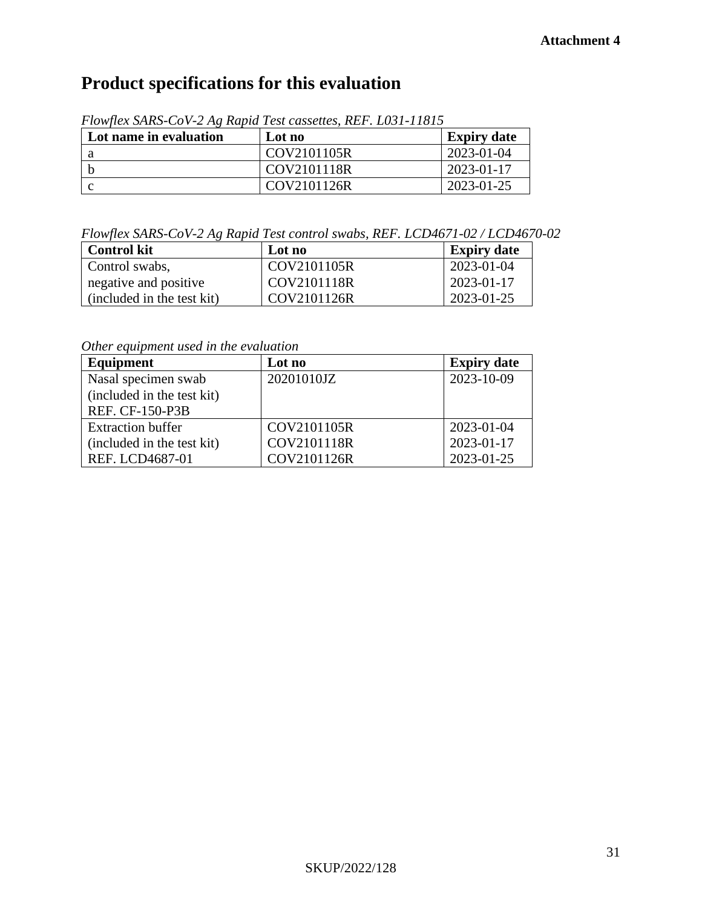**Attachment 4**

# Product specifications for this evaluation

*Flowflex SARS-CoV-2 Ag Rapid Test cassettes, REF. L031-11815*

| Lot name in evaluation | Lot no | Expiry date |
|---|---|---|
| a | COV2101105R | 2023-01-04 |
| b | COV2101118R | 2023-01-17 |
| c | COV2101126R | 2023-01-25 |

*Flowflex SARS-CoV-2 Ag Rapid Test control swabs, REF. LCD4671-02 / LCD4670-02*

| Control kit | Lot no | Expiry date |
|---|---|---|
| Control swabs, negative and positive (included in the test kit) | COV2101105R<br>COV2101118R<br>COV2101126R | 2023-01-04<br>2023-01-17<br>2023-01-25 |

*Other equipment used in the evaluation*

| Equipment | Lot no | Expiry date |
|---|---|---|
| Nasal specimen swab (included in the test kit) REF. CF-150-P3B | 20201010JZ | 2023-10-09 |
| Extraction buffer (included in the test kit) REF. LCD4687-01 | COV2101105R<br>COV2101118R<br>COV2101126R | 2023-01-04<br>2023-01-17<br>2023-01-25 |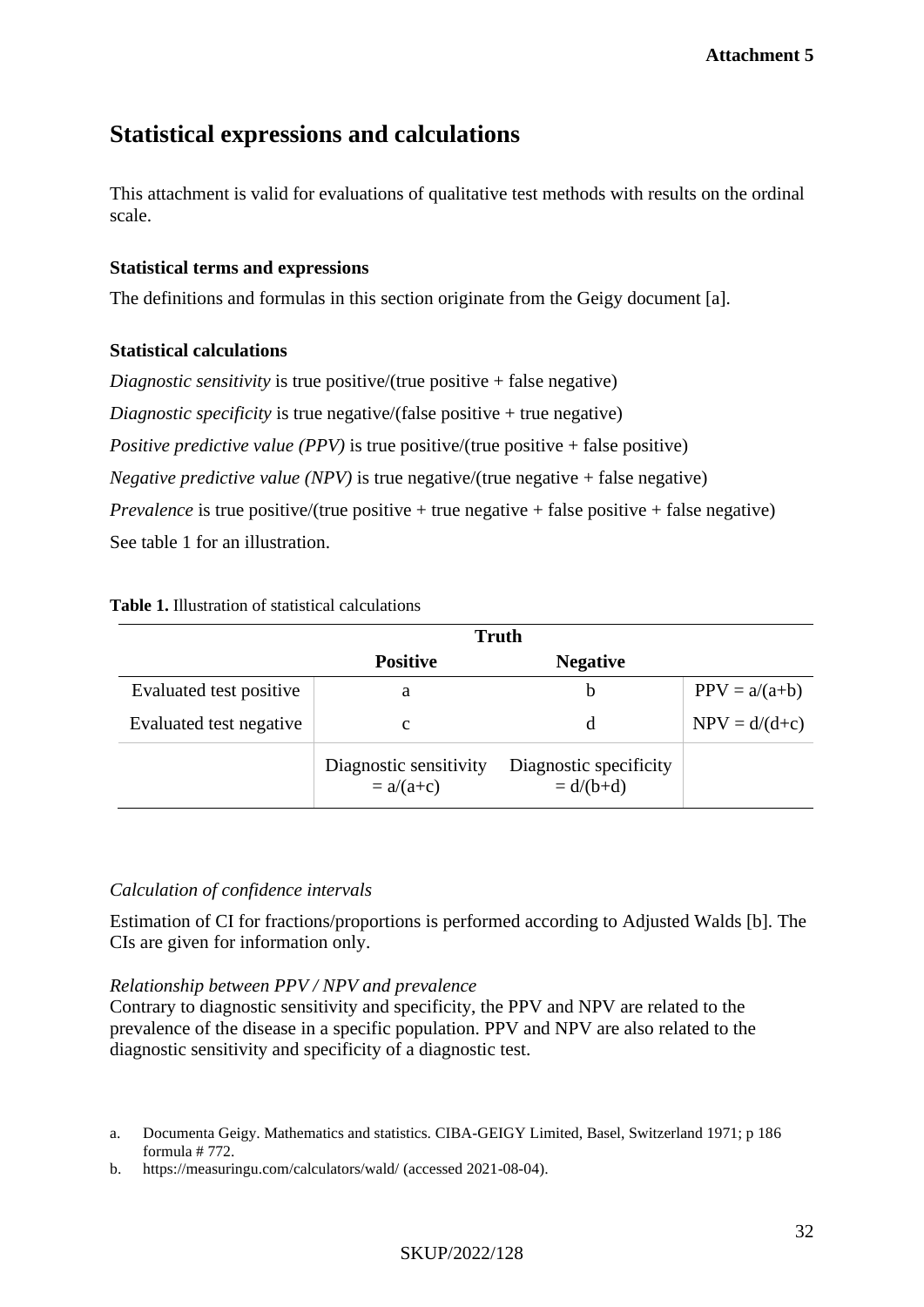**Attachment 5**

# Statistical expressions and calculations

This attachment is valid for evaluations of qualitative test methods with results on the ordinal scale.

### Statistical terms and expressions

The definitions and formulas in this section originate from the Geigy document [a].

### Statistical calculations

*Diagnostic sensitivity* is true positive/(true positive + false negative)

*Diagnostic specificity* is true negative/(false positive + true negative)

*Positive predictive value (PPV)* is true positive/(true positive + false positive)

*Negative predictive value (NPV)* is true negative/(true negative + false negative)

*Prevalence* is true positive/(true positive + true negative + false positive + false negative)

See table 1 for an illustration.

**Table 1.** Illustration of statistical calculations

| | Truth | | |
|---|---|---|---|
| | **Positive** | **Negative** | |
| Evaluated test positive | a | b | PPV = a/(a+b) |
| Evaluated test negative | c | d | NPV = d/(d+c) |
| | Diagnostic sensitivity = a/(a+c) | Diagnostic specificity = d/(b+d) | |

*Calculation of confidence intervals*

Estimation of CI for fractions/proportions is performed according to Adjusted Walds [b]. The CIs are given for information only.

*Relationship between PPV / NPV and prevalence*

Contrary to diagnostic sensitivity and specificity, the PPV and NPV are related to the prevalence of the disease in a specific population. PPV and NPV are also related to the diagnostic sensitivity and specificity of a diagnostic test.

a. Documenta Geigy. Mathematics and statistics. CIBA-GEIGY Limited, Basel, Switzerland 1971; p 186 formula # 772.

b. https://measuringu.com/calculators/wald/ (accessed 2021-08-04).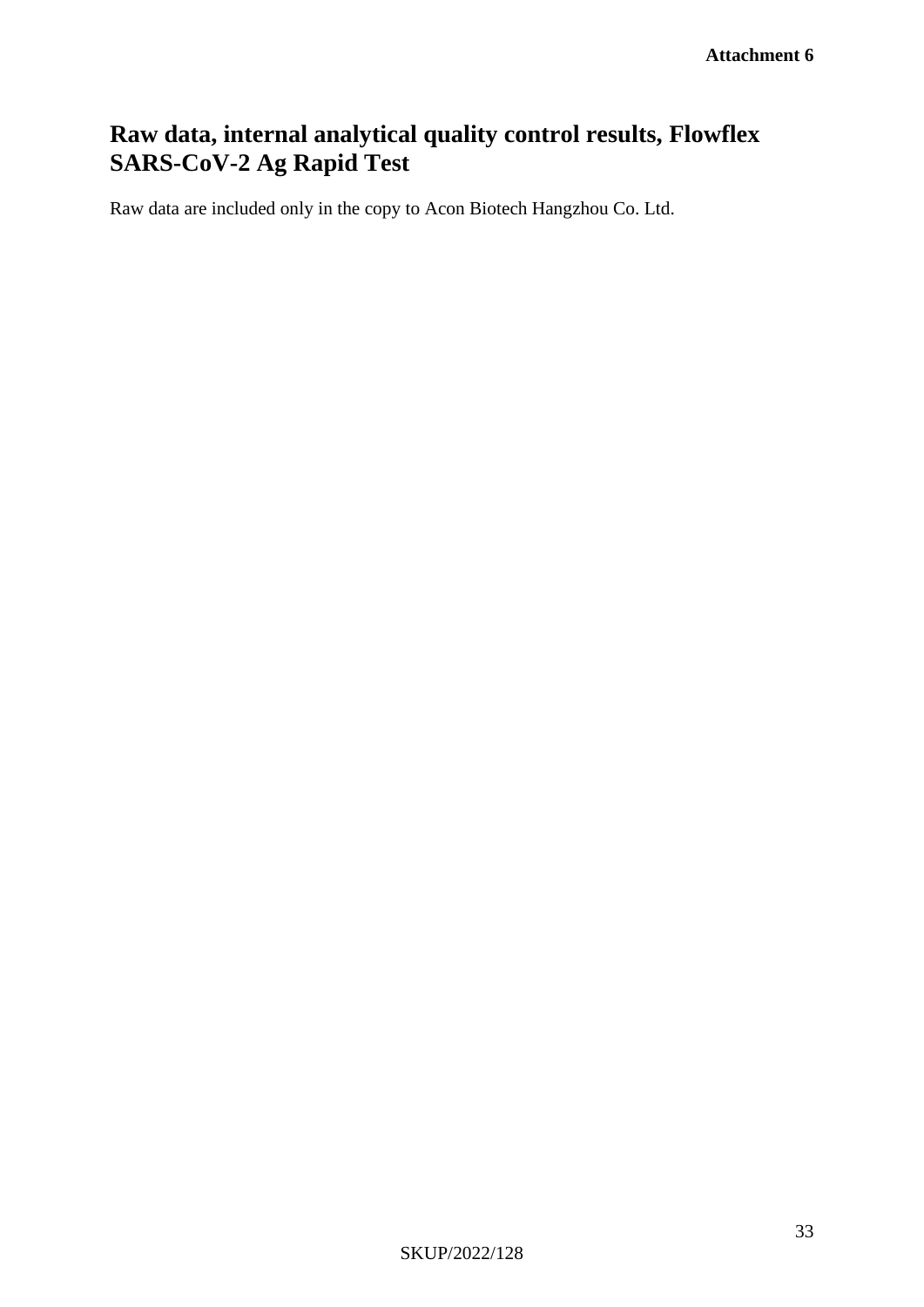**Attachment 6**

# Raw data, internal analytical quality control results, Flowflex SARS-CoV-2 Ag Rapid Test

Raw data are included only in the copy to Acon Biotech Hangzhou Co. Ltd.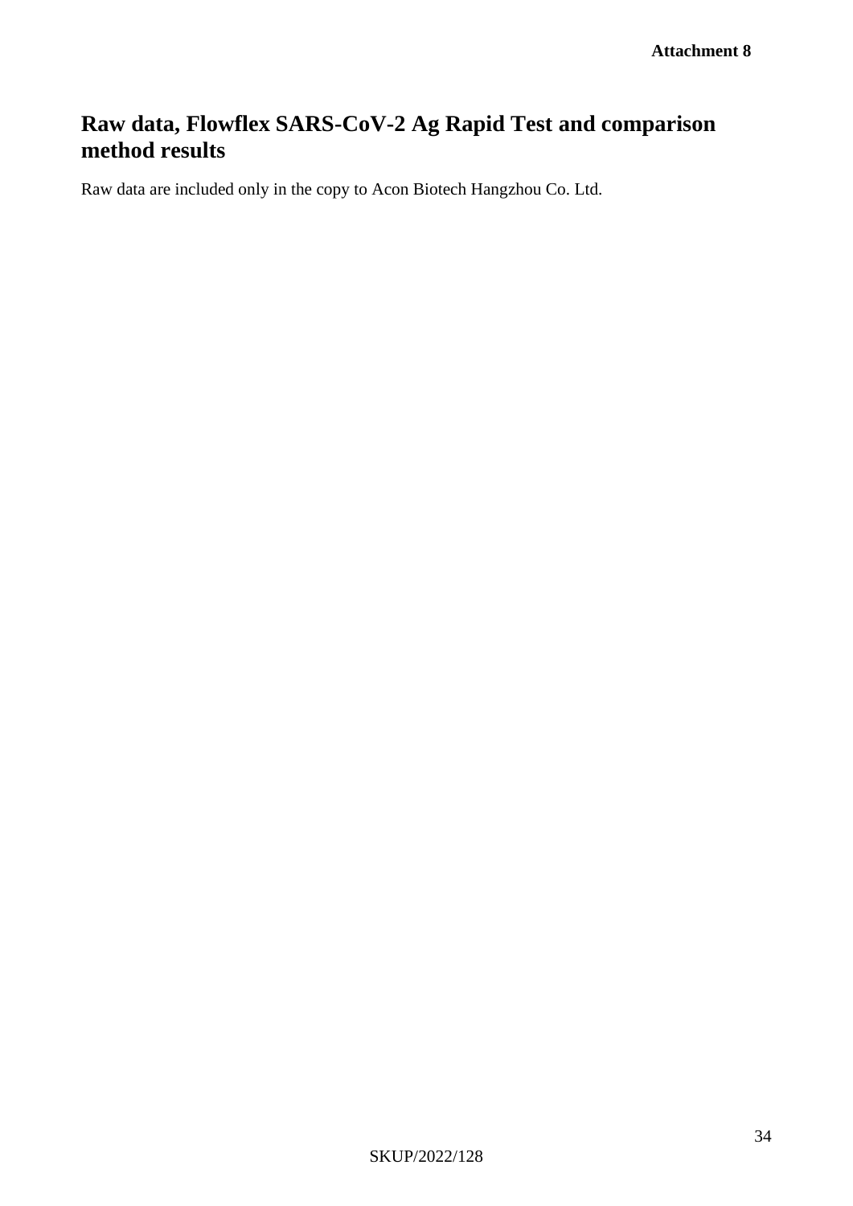Attachment 8

# Raw data, Flowflex SARS-CoV-2 Ag Rapid Test and comparison method results

Raw data are included only in the copy to Acon Biotech Hangzhou Co. Ltd.